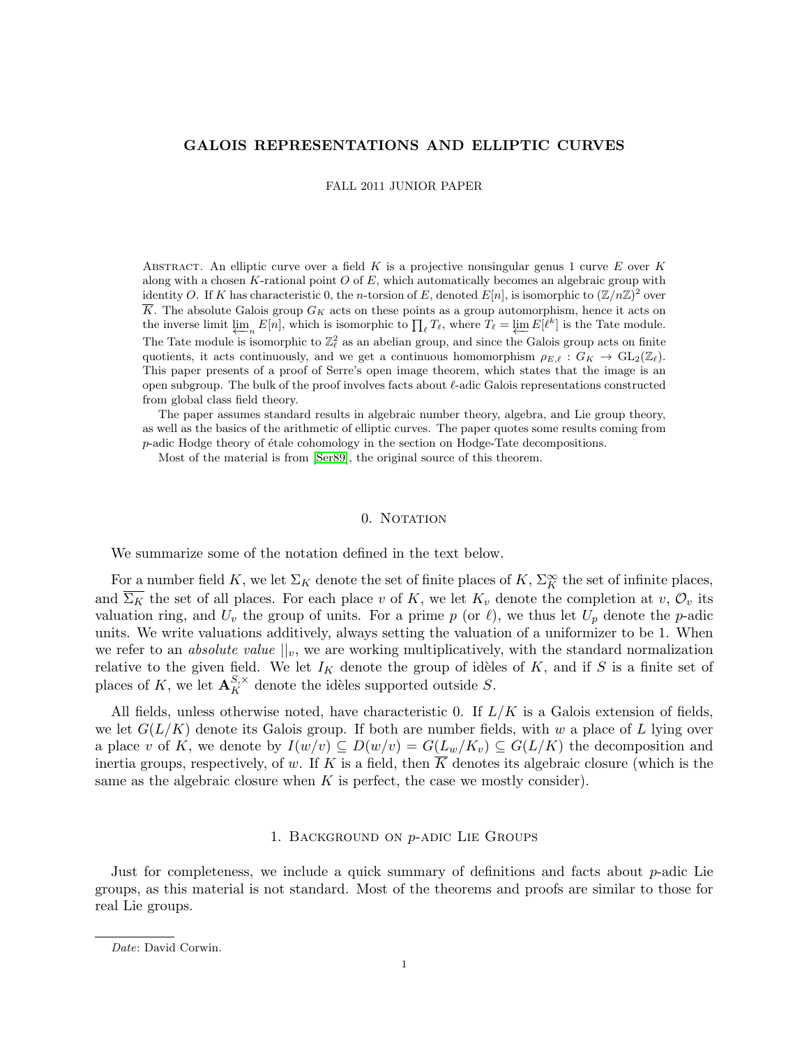# GALOIS REPRESENTATIONS AND ELLIPTIC CURVES

FALL 2011 JUNIOR PAPER

Abstract. An elliptic curve over a field $K$ is a projective nonsingular genus 1 curve $E$ over $K$ along with a chosen $K$-rational point $O$ of $E$, which automatically becomes an algebraic group with identity $O$. If $K$ has characteristic 0, the $n$-torsion of $E$, denoted $E[n]$, is isomorphic to $(\mathbb{Z}/n\mathbb{Z})^2$ over $\overline{K}$. The absolute Galois group $G_K$ acts on these points as a group automorphism, hence it acts on the inverse limit $\varprojlim_n E[n]$, which is isomorphic to $\prod_\ell T_\ell$, where $T_\ell = \varprojlim E[\ell^k]$ is the Tate module. The Tate module is isomorphic to $\mathbb{Z}_\ell^2$ as an abelian group, and since the Galois group acts on finite quotients, it acts continuously, and we get a continuous homomorphism $\rho_{E,\ell} : G_K \to \mathrm{GL}_2(\mathbb{Z}_\ell)$. This paper presents of a proof of Serre's open image theorem, which states that the image is an open subgroup. The bulk of the proof involves facts about $\ell$-adic Galois representations constructed from global class field theory.

The paper assumes standard results in algebraic number theory, algebra, and Lie group theory, as well as the basics of the arithmetic of elliptic curves. The paper quotes some results coming from $p$-adic Hodge theory of étale cohomology in the section on Hodge-Tate decompositions.

Most of the material is from [Ser89], the original source of this theorem.

## 0. Notation

We summarize some of the notation defined in the text below.

For a number field $K$, we let $\Sigma_K$ denote the set of finite places of $K$, $\Sigma_K^\infty$ the set of infinite places, and $\overline{\Sigma_K}$ the set of all places. For each place $v$ of $K$, we let $K_v$ denote the completion at $v$, $\mathcal{O}_v$ its valuation ring, and $U_v$ the group of units. For a prime $p$ (or $\ell$), we thus let $U_p$ denote the $p$-adic units. We write valuations additively, always setting the valuation of a uniformizer to be 1. When we refer to an *absolute value* $||_v$, we are working multiplicatively, with the standard normalization relative to the given field. We let $I_K$ denote the group of idèles of $K$, and if $S$ is a finite set of places of $K$, we let $\mathbf{A}_K^{S,\times}$ denote the idèles supported outside $S$.

All fields, unless otherwise noted, have characteristic 0. If $L/K$ is a Galois extension of fields, we let $G(L/K)$ denote its Galois group. If both are number fields, with $w$ a place of $L$ lying over a place $v$ of $K$, we denote by $I(w/v) \subseteq D(w/v) = G(L_w/K_v) \subseteq G(L/K)$ the decomposition and inertia groups, respectively, of $w$. If $K$ is a field, then $\overline{K}$ denotes its algebraic closure (which is the same as the algebraic closure when $K$ is perfect, the case we mostly consider).

## 1. Background on $p$-adic Lie Groups

Just for completeness, we include a quick summary of definitions and facts about $p$-adic Lie groups, as this material is not standard. Most of the theorems and proofs are similar to those for real Lie groups.

---

*Date*: David Corwin.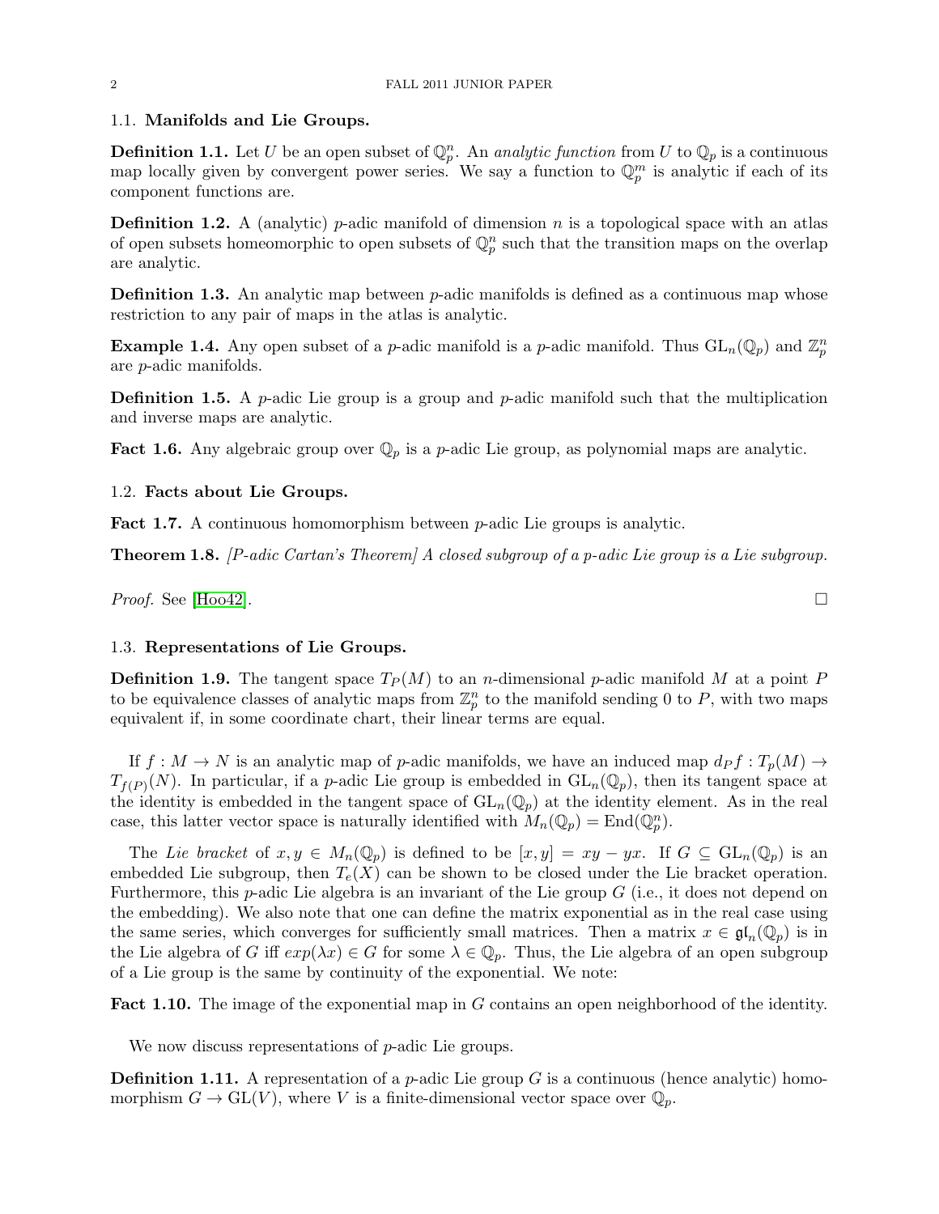### 1.1. Manifolds and Lie Groups.

**Definition 1.1.** Let $U$ be an open subset of $\mathbb{Q}_p^n$. An *analytic function* from $U$ to $\mathbb{Q}_p$ is a continuous map locally given by convergent power series. We say a function to $\mathbb{Q}_p^m$ is analytic if each of its component functions are.

**Definition 1.2.** A (analytic) $p$-adic manifold of dimension $n$ is a topological space with an atlas of open subsets homeomorphic to open subsets of $\mathbb{Q}_p^n$ such that the transition maps on the overlap are analytic.

**Definition 1.3.** An analytic map between $p$-adic manifolds is defined as a continuous map whose restriction to any pair of maps in the atlas is analytic.

**Example 1.4.** Any open subset of a $p$-adic manifold is a $p$-adic manifold. Thus $\mathrm{GL}_n(\mathbb{Q}_p)$ and $\mathbb{Z}_p^n$ are $p$-adic manifolds.

**Definition 1.5.** A $p$-adic Lie group is a group and $p$-adic manifold such that the multiplication and inverse maps are analytic.

**Fact 1.6.** Any algebraic group over $\mathbb{Q}_p$ is a $p$-adic Lie group, as polynomial maps are analytic.

### 1.2. Facts about Lie Groups.

**Fact 1.7.** A continuous homomorphism between $p$-adic Lie groups is analytic.

**Theorem 1.8.** *[P-adic Cartan's Theorem] A closed subgroup of a p-adic Lie group is a Lie subgroup.*

*Proof.* See [Hoo42]. □

### 1.3. Representations of Lie Groups.

**Definition 1.9.** The tangent space $T_P(M)$ to an $n$-dimensional $p$-adic manifold $M$ at a point $P$ to be equivalence classes of analytic maps from $\mathbb{Z}_p^n$ to the manifold sending 0 to $P$, with two maps equivalent if, in some coordinate chart, their linear terms are equal.

If $f : M \to N$ is an analytic map of $p$-adic manifolds, we have an induced map $d_P f : T_p(M) \to T_{f(P)}(N)$. In particular, if a $p$-adic Lie group is embedded in $\mathrm{GL}_n(\mathbb{Q}_p)$, then its tangent space at the identity is embedded in the tangent space of $\mathrm{GL}_n(\mathbb{Q}_p)$ at the identity element. As in the real case, this latter vector space is naturally identified with $M_n(\mathbb{Q}_p) = \mathrm{End}(\mathbb{Q}_p^n)$.

The *Lie bracket* of $x, y \in M_n(\mathbb{Q}_p)$ is defined to be $[x, y] = xy - yx$. If $G \subseteq \mathrm{GL}_n(\mathbb{Q}_p)$ is an embedded Lie subgroup, then $T_e(X)$ can be shown to be closed under the Lie bracket operation. Furthermore, this $p$-adic Lie algebra is an invariant of the Lie group $G$ (i.e., it does not depend on the embedding). We also note that one can define the matrix exponential as in the real case using the same series, which converges for sufficiently small matrices. Then a matrix $x \in \mathfrak{gl}_n(\mathbb{Q}_p)$ is in the Lie algebra of $G$ iff $exp(\lambda x) \in G$ for some $\lambda \in \mathbb{Q}_p$. Thus, the Lie algebra of an open subgroup of a Lie group is the same by continuity of the exponential. We note:

**Fact 1.10.** The image of the exponential map in $G$ contains an open neighborhood of the identity.

We now discuss representations of $p$-adic Lie groups.

**Definition 1.11.** A representation of a $p$-adic Lie group $G$ is a continuous (hence analytic) homomorphism $G \to \mathrm{GL}(V)$, where $V$ is a finite-dimensional vector space over $\mathbb{Q}_p$.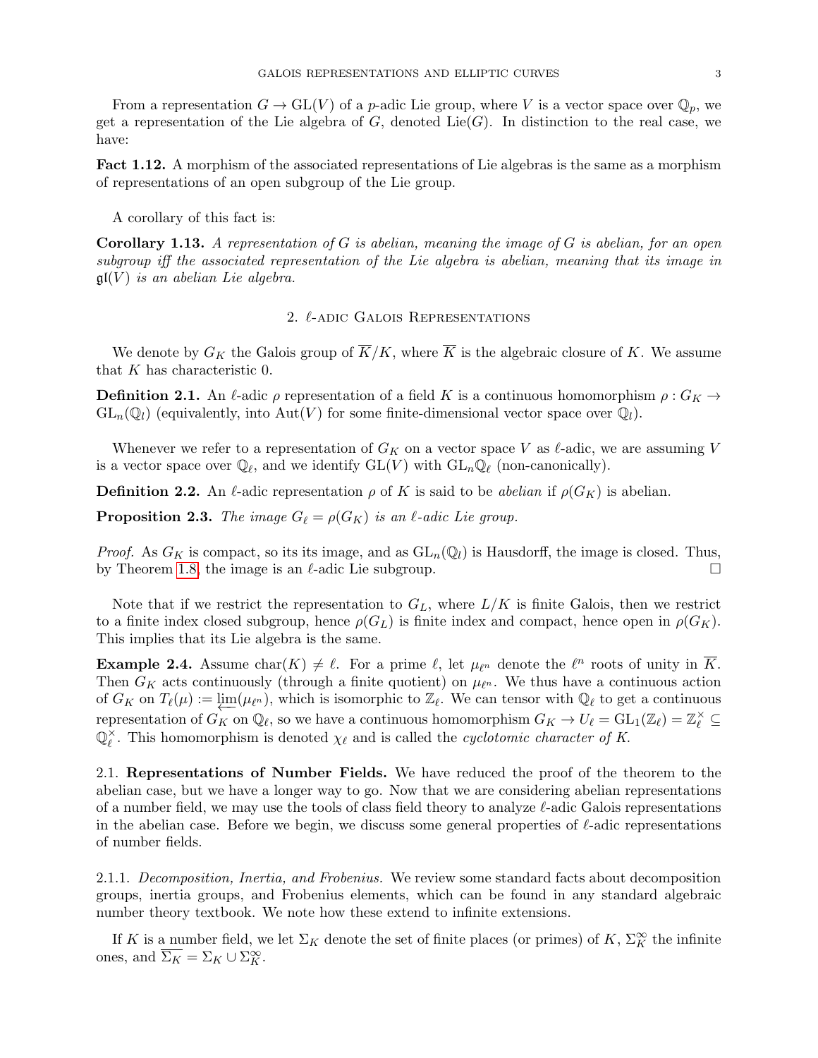From a representation $G \to \mathrm{GL}(V)$ of a $p$-adic Lie group, where $V$ is a vector space over $\mathbb{Q}_p$, we get a representation of the Lie algebra of $G$, denoted $\mathrm{Lie}(G)$. In distinction to the real case, we have:

**Fact 1.12.** A morphism of the associated representations of Lie algebras is the same as a morphism of representations of an open subgroup of the Lie group.

A corollary of this fact is:

**Corollary 1.13.** *A representation of $G$ is abelian, meaning the image of $G$ is abelian, for an open subgroup iff the associated representation of the Lie algebra is abelian, meaning that its image in $\mathfrak{gl}(V)$ is an abelian Lie algebra.*

## 2. $\ell$-adic Galois Representations

We denote by $G_K$ the Galois group of $\overline{K}/K$, where $\overline{K}$ is the algebraic closure of $K$. We assume that $K$ has characteristic 0.

**Definition 2.1.** An $\ell$-adic $\rho$ representation of a field $K$ is a continuous homomorphism $\rho : G_K \to \mathrm{GL}_n(\mathbb{Q}_l)$ (equivalently, into $\mathrm{Aut}(V)$ for some finite-dimensional vector space over $\mathbb{Q}_l$).

Whenever we refer to a representation of $G_K$ on a vector space $V$ as $\ell$-adic, we are assuming $V$ is a vector space over $\mathbb{Q}_\ell$, and we identify $\mathrm{GL}(V)$ with $\mathrm{GL}_n\mathbb{Q}_\ell$ (non-canonically).

**Definition 2.2.** An $\ell$-adic representation $\rho$ of $K$ is said to be *abelian* if $\rho(G_K)$ is abelian.

**Proposition 2.3.** *The image $G_\ell = \rho(G_K)$ is an $\ell$-adic Lie group.*

*Proof.* As $G_K$ is compact, so its its image, and as $\mathrm{GL}_n(\mathbb{Q}_l)$ is Hausdorff, the image is closed. Thus, by Theorem 1.8, the image is an $\ell$-adic Lie subgroup. □

Note that if we restrict the representation to $G_L$, where $L/K$ is finite Galois, then we restrict to a finite index closed subgroup, hence $\rho(G_L)$ is finite index and compact, hence open in $\rho(G_K)$. This implies that its Lie algebra is the same.

**Example 2.4.** Assume $\mathrm{char}(K) \neq \ell$. For a prime $\ell$, let $\mu_{\ell^n}$ denote the $\ell^n$ roots of unity in $\overline{K}$. Then $G_K$ acts continuously (through a finite quotient) on $\mu_{\ell^n}$. We thus have a continuous action of $G_K$ on $T_\ell(\mu) := \varprojlim(\mu_{\ell^n})$, which is isomorphic to $\mathbb{Z}_\ell$. We can tensor with $\mathbb{Q}_\ell$ to get a continuous representation of $G_K$ on $\mathbb{Q}_\ell$, so we have a continuous homomorphism $G_K \to U_\ell = \mathrm{GL}_1(\mathbb{Z}_\ell) = \mathbb{Z}_\ell^\times \subseteq \mathbb{Q}_\ell^\times$. This homomorphism is denoted $\chi_\ell$ and is called the *cyclotomic character of* $K$.

### 2.1. Representations of Number Fields.

We have reduced the proof of the theorem to the abelian case, but we have a longer way to go. Now that we are considering abelian representations of a number field, we may use the tools of class field theory to analyze $\ell$-adic Galois representations in the abelian case. Before we begin, we discuss some general properties of $\ell$-adic representations of number fields.

#### 2.1.1. *Decomposition, Inertia, and Frobenius.*

We review some standard facts about decomposition groups, inertia groups, and Frobenius elements, which can be found in any standard algebraic number theory textbook. We note how these extend to infinite extensions.

If $K$ is a number field, we let $\Sigma_K$ denote the set of finite places (or primes) of $K$, $\Sigma_K^\infty$ the infinite ones, and $\overline{\Sigma_K} = \Sigma_K \cup \Sigma_K^\infty$.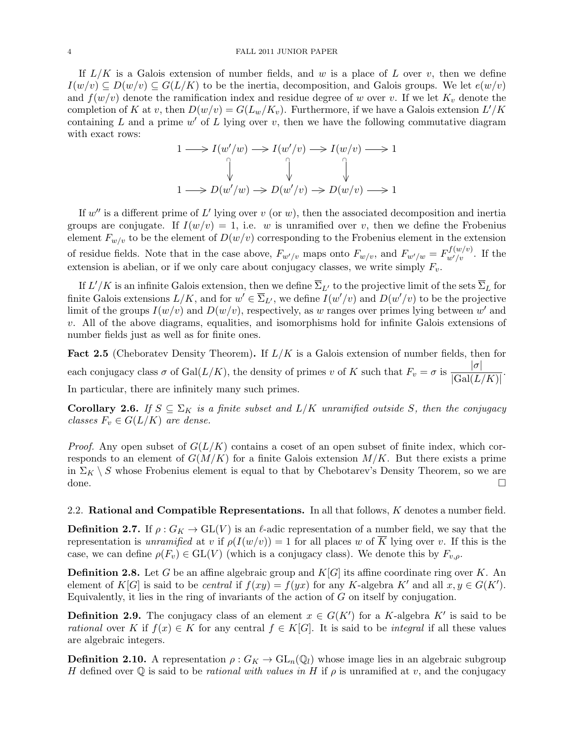If $L/K$ is a Galois extension of number fields, and $w$ is a place of $L$ over $v$, then we define $I(w/v) \subseteq D(w/v) \subseteq G(L/K)$ to be the inertia, decomposition, and Galois groups. We let $e(w/v)$ and $f(w/v)$ denote the ramification index and residue degree of $w$ over $v$. If we let $K_v$ denote the completion of $K$ at $v$, then $D(w/v) = G(L_w/K_v)$. Furthermore, if we have a Galois extension $L'/K$ containing $L$ and a prime $w'$ of $L$ lying over $v$, then we have the following commutative diagram with exact rows:

$$\begin{array}{ccccccccc} 1 & \longrightarrow & I(w'/w) & \longrightarrow & I(w'/v) & \longrightarrow & I(w/v) & \longrightarrow & 1 \\ & & \downarrow & & \downarrow & & \downarrow & & \\ 1 & \longrightarrow & D(w'/w) & \longrightarrow & D(w'/v) & \longrightarrow & D(w/v) & \longrightarrow & 1 \end{array}$$

If $w''$ is a different prime of $L'$ lying over $v$ (or $w$), then the associated decomposition and inertia groups are conjugate. If $I(w/v) = 1$, i.e. $w$ is unramified over $v$, then we define the Frobenius element $F_{w/v}$ to be the element of $D(w/v)$ corresponding to the Frobenius element in the extension of residue fields. Note that in the case above, $F_{w'/v}$ maps onto $F_{w/v}$, and $F_{w'/w} = F_{w'/v}^{f(w/v)}$. If the extension is abelian, or if we only care about conjugacy classes, we write simply $F_v$.

If $L'/K$ is an infinite Galois extension, then we define $\overline{\Sigma}_{L'}$ to the projective limit of the sets $\overline{\Sigma}_L$ for finite Galois extensions $L/K$, and for $w' \in \overline{\Sigma}_{L'}$, we define $I(w'/v)$ and $D(w'/v)$ to be the projective limit of the groups $I(w/v)$ and $D(w/v)$, respectively, as $w$ ranges over primes lying between $w'$ and $v$. All of the above diagrams, equalities, and isomorphisms hold for infinite Galois extensions of number fields just as well as for finite ones.

**Fact 2.5** (Cheboratev Density Theorem)**.** If $L/K$ is a Galois extension of number fields, then for each conjugacy class $\sigma$ of $\mathrm{Gal}(L/K)$, the density of primes $v$ of $K$ such that $F_v = \sigma$ is $\dfrac{|\sigma|}{|\mathrm{Gal}(L/K)|}$. In particular, there are infinitely many such primes.

**Corollary 2.6.** *If $S \subseteq \Sigma_K$ is a finite subset and $L/K$ unramified outside $S$, then the conjugacy classes $F_v \in G(L/K)$ are dense.*

*Proof.* Any open subset of $G(L/K)$ contains a coset of an open subset of finite index, which corresponds to an element of $G(M/K)$ for a finite Galois extension $M/K$. But there exists a prime in $\Sigma_K \setminus S$ whose Frobenius element is equal to that by Chebotarev's Density Theorem, so we are done. □

### 2.2. Rational and Compatible Representations.

In all that follows, $K$ denotes a number field.

**Definition 2.7.** If $\rho : G_K \to \mathrm{GL}(V)$ is an $\ell$-adic representation of a number field, we say that the representation is *unramified* at $v$ if $\rho(I(w/v)) = 1$ for all places $w$ of $\overline{K}$ lying over $v$. If this is the case, we can define $\rho(F_v) \in \mathrm{GL}(V)$ (which is a conjugacy class). We denote this by $F_{v,\rho}$.

**Definition 2.8.** Let $G$ be an affine algebraic group and $K[G]$ its affine coordinate ring over $K$. An element of $K[G]$ is said to be *central* if $f(xy) = f(yx)$ for any $K$-algebra $K'$ and all $x, y \in G(K')$. Equivalently, it lies in the ring of invariants of the action of $G$ on itself by conjugation.

**Definition 2.9.** The conjugacy class of an element $x \in G(K')$ for a $K$-algebra $K'$ is said to be *rational* over $K$ if $f(x) \in K$ for any central $f \in K[G]$. It is said to be *integral* if all these values are algebraic integers.

**Definition 2.10.** A representation $\rho : G_K \to \mathrm{GL}_n(\mathbb{Q}_l)$ whose image lies in an algebraic subgroup $H$ defined over $\mathbb{Q}$ is said to be *rational with values in $H$* if $\rho$ is unramified at $v$, and the conjugacy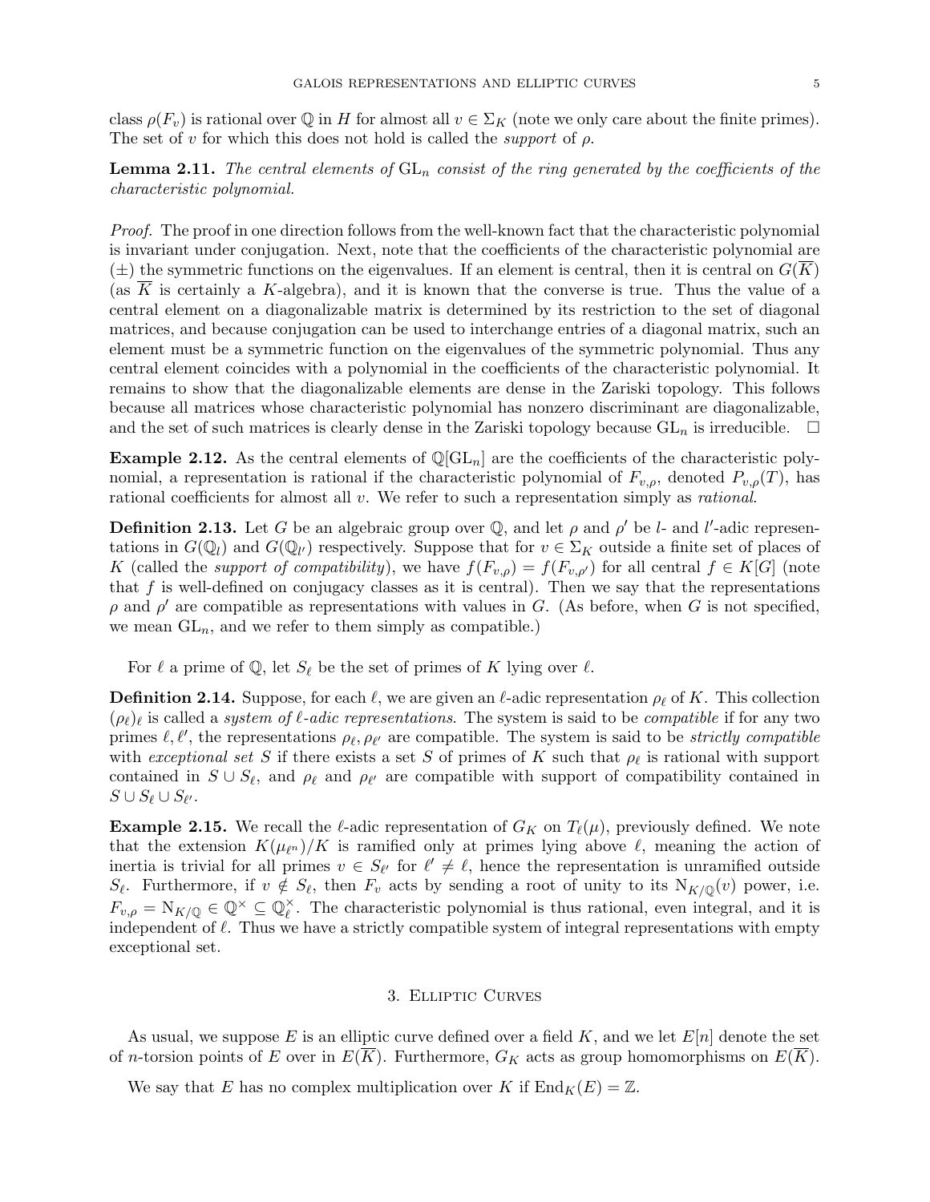class $\rho(F_v)$ is rational over $\mathbb{Q}$ in $H$ for almost all $v \in \Sigma_K$ (note we only care about the finite primes). The set of $v$ for which this does not hold is called the *support* of $\rho$.

**Lemma 2.11.** *The central elements of* $\mathrm{GL}_n$ *consist of the ring generated by the coefficients of the characteristic polynomial.*

*Proof.* The proof in one direction follows from the well-known fact that the characteristic polynomial is invariant under conjugation. Next, note that the coefficients of the characteristic polynomial are $(\pm)$ the symmetric functions on the eigenvalues. If an element is central, then it is central on $G(\overline{K})$ (as $\overline{K}$ is certainly a $K$-algebra), and it is known that the converse is true. Thus the value of a central element on a diagonalizable matrix is determined by its restriction to the set of diagonal matrices, and because conjugation can be used to interchange entries of a diagonal matrix, such an element must be a symmetric function on the eigenvalues of the symmetric polynomial. Thus any central element coincides with a polynomial in the coefficients of the characteristic polynomial. It remains to show that the diagonalizable elements are dense in the Zariski topology. This follows because all matrices whose characteristic polynomial has nonzero discriminant are diagonalizable, and the set of such matrices is clearly dense in the Zariski topology because $\mathrm{GL}_n$ is irreducible. $\square$

**Example 2.12.** As the central elements of $\mathbb{Q}[\mathrm{GL}_n]$ are the coefficients of the characteristic polynomial, a representation is rational if the characteristic polynomial of $F_{v,\rho}$, denoted $P_{v,\rho}(T)$, has rational coefficients for almost all $v$. We refer to such a representation simply as *rational*.

**Definition 2.13.** Let $G$ be an algebraic group over $\mathbb{Q}$, and let $\rho$ and $\rho'$ be $l$- and $l'$-adic representations in $G(\mathbb{Q}_l)$ and $G(\mathbb{Q}_{l'})$ respectively. Suppose that for $v \in \Sigma_K$ outside a finite set of places of $K$ (called the *support of compatibility*), we have $f(F_{v,\rho}) = f(F_{v,\rho'})$ for all central $f \in K[G]$ (note that $f$ is well-defined on conjugacy classes as it is central). Then we say that the representations $\rho$ and $\rho'$ are compatible as representations with values in $G$. (As before, when $G$ is not specified, we mean $\mathrm{GL}_n$, and we refer to them simply as compatible.)

For $\ell$ a prime of $\mathbb{Q}$, let $S_\ell$ be the set of primes of $K$ lying over $\ell$.

**Definition 2.14.** Suppose, for each $\ell$, we are given an $\ell$-adic representation $\rho_\ell$ of $K$. This collection $(\rho_\ell)_\ell$ is called a *system of $\ell$-adic representations*. The system is said to be *compatible* if for any two primes $\ell, \ell'$, the representations $\rho_\ell, \rho_{\ell'}$ are compatible. The system is said to be *strictly compatible* with *exceptional set* $S$ if there exists a set $S$ of primes of $K$ such that $\rho_\ell$ is rational with support contained in $S \cup S_\ell$, and $\rho_\ell$ and $\rho_{\ell'}$ are compatible with support of compatibility contained in $S \cup S_\ell \cup S_{\ell'}$.

**Example 2.15.** We recall the $\ell$-adic representation of $G_K$ on $T_\ell(\mu)$, previously defined. We note that the extension $K(\mu_{\ell^n})/K$ is ramified only at primes lying above $\ell$, meaning the action of inertia is trivial for all primes $v \in S_{\ell'}$ for $\ell' \neq \ell$, hence the representation is unramified outside $S_\ell$. Furthermore, if $v \notin S_\ell$, then $F_v$ acts by sending a root of unity to its $\mathrm{N}_{K/\mathbb{Q}}(v)$ power, i.e. $F_{v,\rho} = \mathrm{N}_{K/\mathbb{Q}} \in \mathbb{Q}^\times \subseteq \mathbb{Q}_\ell^\times$. The characteristic polynomial is thus rational, even integral, and it is independent of $\ell$. Thus we have a strictly compatible system of integral representations with empty exceptional set.

## 3. Elliptic Curves

As usual, we suppose $E$ is an elliptic curve defined over a field $K$, and we let $E[n]$ denote the set of $n$-torsion points of $E$ over in $E(\overline{K})$. Furthermore, $G_K$ acts as group homomorphisms on $E(\overline{K})$.

We say that $E$ has no complex multiplication over $K$ if $\mathrm{End}_K(E) = \mathbb{Z}$.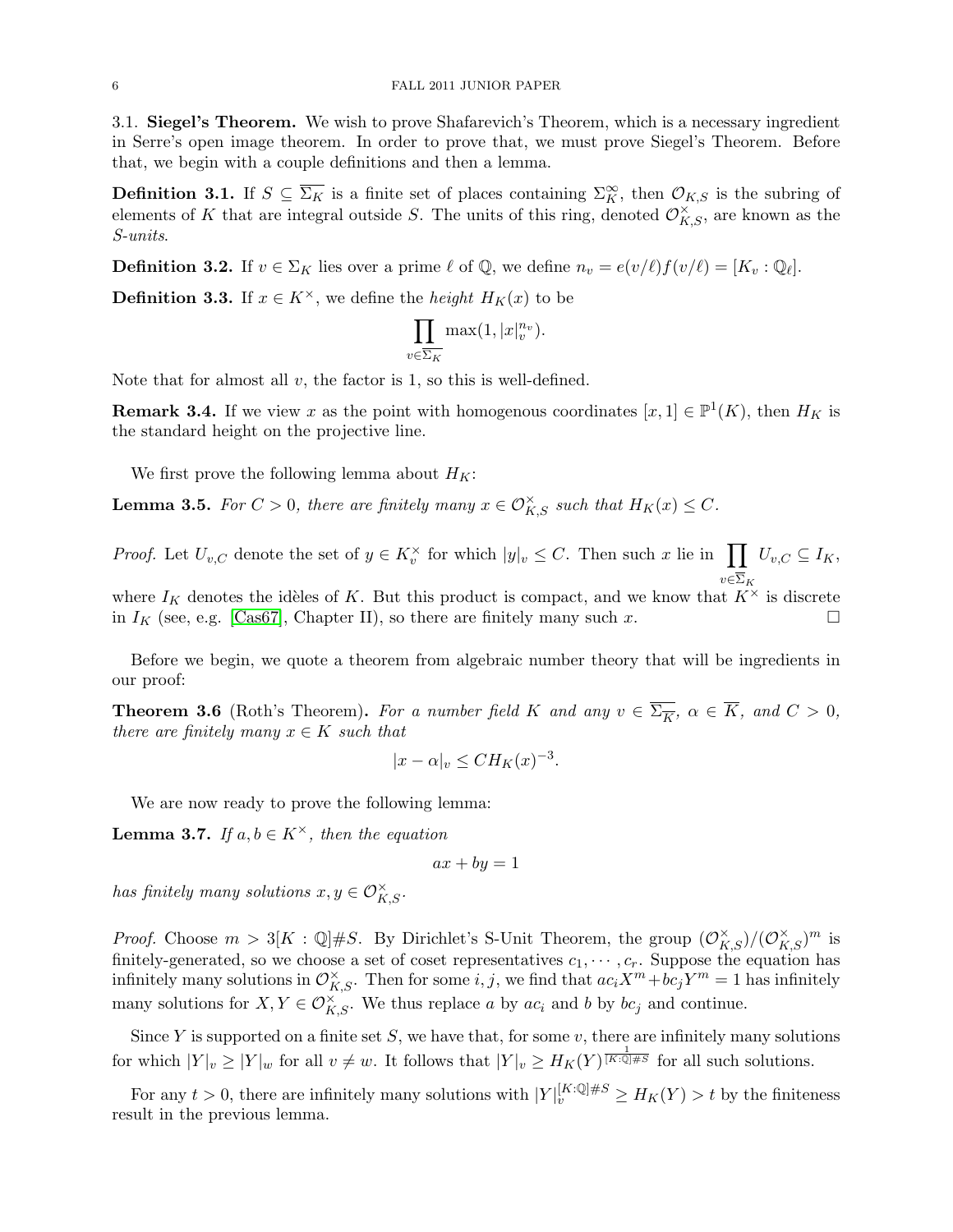### 3.1. Siegel's Theorem.

We wish to prove Shafarevich's Theorem, which is a necessary ingredient in Serre's open image theorem. In order to prove that, we must prove Siegel's Theorem. Before that, we begin with a couple definitions and then a lemma.

**Definition 3.1.** If $S \subseteq \overline{\Sigma_K}$ is a finite set of places containing $\Sigma_K^\infty$, then $\mathcal{O}_{K,S}$ is the subring of elements of $K$ that are integral outside $S$. The units of this ring, denoted $\mathcal{O}_{K,S}^\times$, are known as the *S-units*.

**Definition 3.2.** If $v \in \Sigma_K$ lies over a prime $\ell$ of $\mathbb{Q}$, we define $n_v = e(v/\ell)f(v/\ell) = [K_v : \mathbb{Q}_\ell]$.

**Definition 3.3.** If $x \in K^\times$, we define the *height* $H_K(x)$ to be

$$\prod_{v \in \overline{\Sigma_K}} \max(1, |x|_v^{n_v}).$$

Note that for almost all $v$, the factor is 1, so this is well-defined.

**Remark 3.4.** If we view $x$ as the point with homogenous coordinates $[x, 1] \in \mathbb{P}^1(K)$, then $H_K$ is the standard height on the projective line.

We first prove the following lemma about $H_K$:

**Lemma 3.5.** *For $C > 0$, there are finitely many $x \in \mathcal{O}_{K,S}^\times$ such that $H_K(x) \leq C$.*

*Proof.* Let $U_{v,C}$ denote the set of $y \in K_v^\times$ for which $|y|_v \leq C$. Then such $x$ lie in $\prod_{v \in \overline{\Sigma}_K} U_{v,C} \subseteq I_K$, where $I_K$ denotes the idèles of $K$. But this product is compact, and we know that $K^\times$ is discrete in $I_K$ (see, e.g. [Cas67], Chapter II), so there are finitely many such $x$. □

Before we begin, we quote a theorem from algebraic number theory that will be ingredients in our proof:

**Theorem 3.6** (Roth's Theorem)**.** *For a number field $K$ and any $v \in \overline{\Sigma_{\overline{K}}}$, $\alpha \in \overline{K}$, and $C > 0$, there are finitely many $x \in K$ such that*

$$|x - \alpha|_v \leq C H_K(x)^{-3}.$$

We are now ready to prove the following lemma:

**Lemma 3.7.** *If $a, b \in K^\times$, then the equation*

$$ax + by = 1$$

*has finitely many solutions $x, y \in \mathcal{O}_{K,S}^\times$.*

*Proof.* Choose $m > 3[K : \mathbb{Q}]\#S$. By Dirichlet's S-Unit Theorem, the group $(\mathcal{O}_{K,S}^\times)/(\mathcal{O}_{K,S}^\times)^m$ is finitely-generated, so we choose a set of coset representatives $c_1, \cdots, c_r$. Suppose the equation has infinitely many solutions in $\mathcal{O}_{K,S}^\times$. Then for some $i, j$, we find that $ac_iX^m + bc_jY^m = 1$ has infinitely many solutions for $X, Y \in \mathcal{O}_{K,S}^\times$. We thus replace $a$ by $ac_i$ and $b$ by $bc_j$ and continue.

Since $Y$ is supported on a finite set $S$, we have that, for some $v$, there are infinitely many solutions for which $|Y|_v \geq |Y|_w$ for all $v \neq w$. It follows that $|Y|_v \geq H_K(Y)^{\frac{1}{[K:\mathbb{Q}]\#S}}$ for all such solutions.

For any $t > 0$, there are infinitely many solutions with $|Y|_v^{[K:\mathbb{Q}]\#S} \geq H_K(Y) > t$ by the finiteness result in the previous lemma.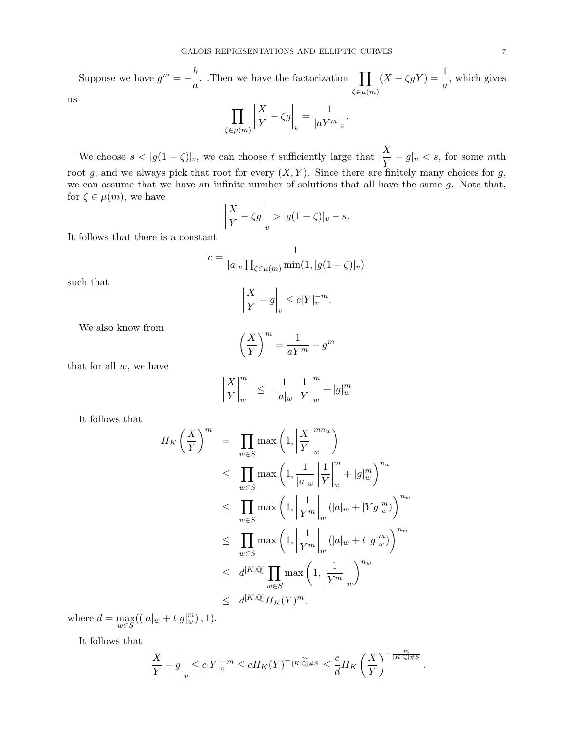Suppose we have $g^m = -\dfrac{b}{a}$. .Then we have the factorization $\displaystyle\prod_{\zeta\in\mu(m)} (X - \zeta g Y) = \frac{1}{a}$, which gives us

$$\prod_{\zeta\in\mu(m)} \left| \frac{X}{Y} - \zeta g \right|_v = \frac{1}{|aY^m|_v}.$$

We choose $s < |g(1-\zeta)|_v$, we can choose $t$ sufficiently large that $|\dfrac{X}{Y} - g|_v < s$, for some $m$th root $g$, and we always pick that root for every $(X, Y)$. Since there are finitely many choices for $g$, we can assume that we have an infinite number of solutions that all have the same $g$. Note that, for $\zeta \in \mu(m)$, we have

$$\left| \frac{X}{Y} - \zeta g \right|_v > |g(1-\zeta)|_v - s.$$

It follows that there is a constant

$$c = \frac{1}{|a|_v \prod_{\zeta\in\mu(m)} \min(1, |g(1-\zeta)|_v)}$$

such that

$$\left| \frac{X}{Y} - g \right|_v \leq c|Y|_v^{-m}.$$

We also know from

$$\left(\frac{X}{Y}\right)^m = \frac{1}{aY^m} - g^m$$

that for all $w$, we have

$$\left|\frac{X}{Y}\right|_w^m \leq \frac{1}{|a|_w}\left|\frac{1}{Y}\right|_w^m + |g|_w^m$$

It follows that

$$\begin{aligned}
H_K\left(\frac{X}{Y}\right)^m &= \prod_{w\in S} \max\left(1, \left|\frac{X}{Y}\right|_w^{mn_w}\right) \\
&\leq \prod_{w\in S} \max\left(1, \frac{1}{|a|_w}\left|\frac{1}{Y}\right|_w^m + |g|_w^m\right)^{n_w} \\
&\leq \prod_{w\in S} \max\left(1, \left|\frac{1}{Y^m}\right|_w (|a|_w + |Yg|_w^m)\right)^{n_w} \\
&\leq \prod_{w\in S} \max\left(1, \left|\frac{1}{Y^m}\right|_w (|a|_w + t\,|g|_w^m)\right)^{n_w} \\
&\leq d^{[K:\mathbb{Q}]} \prod_{w\in S} \max\left(1, \left|\frac{1}{Y^m}\right|_w\right)^{n_w} \\
&\leq d^{[K:\mathbb{Q}]} H_K(Y)^m,
\end{aligned}$$

where $d = \max\limits_{w\in S}((|a|_w + t|g|_w^m), 1)$.

It follows that

$$\left|\frac{X}{Y} - g\right|_v \leq c|Y|_v^{-m} \leq cH_K(Y)^{-\frac{m}{[K:\mathbb{Q}]\#S}} \leq \frac{c}{d} H_K\left(\frac{X}{Y}\right)^{-\frac{m}{[K:\mathbb{Q}]\#S}}.$$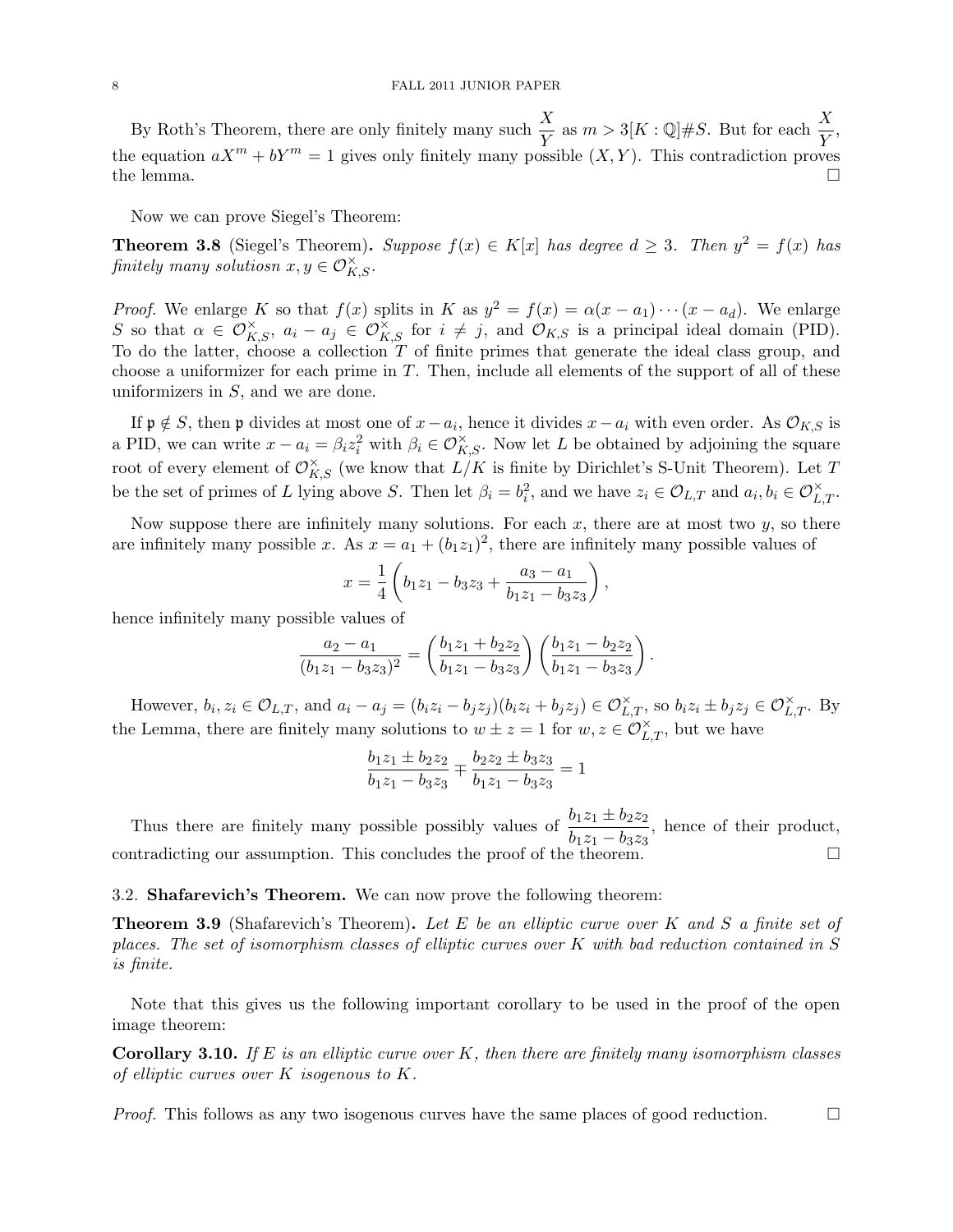By Roth's Theorem, there are only finitely many such $\frac{X}{Y}$ as $m > 3[K : \mathbb{Q}]\#S$. But for each $\frac{X}{Y}$, the equation $aX^m + bY^m = 1$ gives only finitely many possible $(X, Y)$. This contradiction proves the lemma. $\square$

Now we can prove Siegel's Theorem:

**Theorem 3.8** (Siegel's Theorem)**.** *Suppose $f(x) \in K[x]$ has degree $d \geq 3$. Then $y^2 = f(x)$ has finitely many solutiosn $x, y \in \mathcal{O}_{K,S}^{\times}$.*

*Proof.* We enlarge $K$ so that $f(x)$ splits in $K$ as $y^2 = f(x) = \alpha(x - a_1)\cdots(x - a_d)$. We enlarge $S$ so that $\alpha \in \mathcal{O}_{K,S}^{\times}$, $a_i - a_j \in \mathcal{O}_{K,S}^{\times}$ for $i \neq j$, and $\mathcal{O}_{K,S}$ is a principal ideal domain (PID). To do the latter, choose a collection $T$ of finite primes that generate the ideal class group, and choose a uniformizer for each prime in $T$. Then, include all elements of the support of all of these uniformizers in $S$, and we are done.

If $\mathfrak{p} \notin S$, then $\mathfrak{p}$ divides at most one of $x - a_i$, hence it divides $x - a_i$ with even order. As $\mathcal{O}_{K,S}$ is a PID, we can write $x - a_i = \beta_i z_i^2$ with $\beta_i \in \mathcal{O}_{K,S}^{\times}$. Now let $L$ be obtained by adjoining the square root of every element of $\mathcal{O}_{K,S}^{\times}$ (we know that $L/K$ is finite by Dirichlet's S-Unit Theorem). Let $T$ be the set of primes of $L$ lying above $S$. Then let $\beta_i = b_i^2$, and we have $z_i \in \mathcal{O}_{L,T}$ and $a_i, b_i \in \mathcal{O}_{L,T}^{\times}$.

Now suppose there are infinitely many solutions. For each $x$, there are at most two $y$, so there are infinitely many possible $x$. As $x = a_1 + (b_1 z_1)^2$, there are infinitely many possible values of

$$x = \frac{1}{4}\left(b_1 z_1 - b_3 z_3 + \frac{a_3 - a_1}{b_1 z_1 - b_3 z_3}\right),$$

hence infinitely many possible values of

$$\frac{a_2 - a_1}{(b_1 z_1 - b_3 z_3)^2} = \left(\frac{b_1 z_1 + b_2 z_2}{b_1 z_1 - b_3 z_3}\right)\left(\frac{b_1 z_1 - b_2 z_2}{b_1 z_1 - b_3 z_3}\right).$$

However, $b_i, z_i \in \mathcal{O}_{L,T}$, and $a_i - a_j = (b_i z_i - b_j z_j)(b_i z_i + b_j z_j) \in \mathcal{O}_{L,T}^{\times}$, so $b_i z_i \pm b_j z_j \in \mathcal{O}_{L,T}^{\times}$. By the Lemma, there are finitely many solutions to $w \pm z = 1$ for $w, z \in \mathcal{O}_{L,T}^{\times}$, but we have

$$\frac{b_1 z_1 \pm b_2 z_2}{b_1 z_1 - b_3 z_3} \mp \frac{b_2 z_2 \pm b_3 z_3}{b_1 z_1 - b_3 z_3} = 1$$

Thus there are finitely many possible possibly values of $\frac{b_1 z_1 \pm b_2 z_2}{b_1 z_1 - b_3 z_3}$, hence of their product, contradicting our assumption. This concludes the proof of the theorem. $\square$

### 3.2. **Shafarevich's Theorem.** We can now prove the following theorem:

**Theorem 3.9** (Shafarevich's Theorem)**.** *Let $E$ be an elliptic curve over $K$ and $S$ a finite set of places. The set of isomorphism classes of elliptic curves over $K$ with bad reduction contained in $S$ is finite.*

Note that this gives us the following important corollary to be used in the proof of the open image theorem:

**Corollary 3.10.** *If $E$ is an elliptic curve over $K$, then there are finitely many isomorphism classes of elliptic curves over $K$ isogenous to $K$.*

*Proof.* This follows as any two isogenous curves have the same places of good reduction. $\square$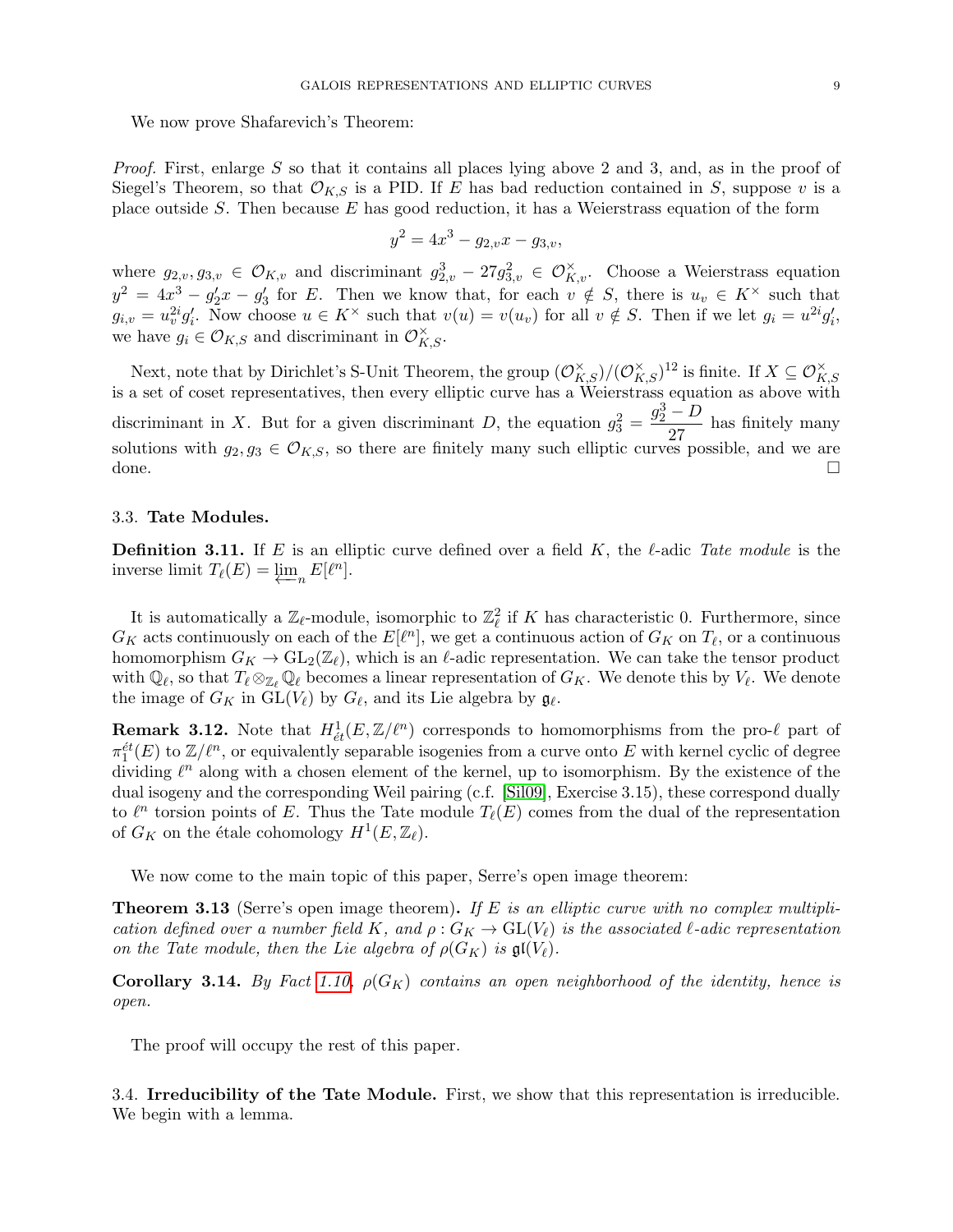We now prove Shafarevich's Theorem:

*Proof.* First, enlarge $S$ so that it contains all places lying above 2 and 3, and, as in the proof of Siegel's Theorem, so that $\mathcal{O}_{K,S}$ is a PID. If $E$ has bad reduction contained in $S$, suppose $v$ is a place outside $S$. Then because $E$ has good reduction, it has a Weierstrass equation of the form

$$y^2 = 4x^3 - g_{2,v}x - g_{3,v},$$

where $g_{2,v}, g_{3,v} \in \mathcal{O}_{K,v}$ and discriminant $g_{2,v}^3 - 27g_{3,v}^2 \in \mathcal{O}_{K,v}^\times$. Choose a Weierstrass equation $y^2 = 4x^3 - g_2'x - g_3'$ for $E$. Then we know that, for each $v \notin S$, there is $u_v \in K^\times$ such that $g_{i,v} = u_v^{2i} g_i'$. Now choose $u \in K^\times$ such that $v(u) = v(u_v)$ for all $v \notin S$. Then if we let $g_i = u^{2i}g_i'$, we have $g_i \in \mathcal{O}_{K,S}$ and discriminant in $\mathcal{O}_{K,S}^\times$.

Next, note that by Dirichlet's S-Unit Theorem, the group $(\mathcal{O}_{K,S}^\times)/(\mathcal{O}_{K,S}^\times)^{12}$ is finite. If $X \subseteq \mathcal{O}_{K,S}^\times$ is a set of coset representatives, then every elliptic curve has a Weierstrass equation as above with discriminant in $X$. But for a given discriminant $D$, the equation $g_3^2 = \dfrac{g_2^3 - D}{27}$ has finitely many solutions with $g_2, g_3 \in \mathcal{O}_{K,S}$, so there are finitely many such elliptic curves possible, and we are done. □

## 3.3. Tate Modules.

**Definition 3.11.** If $E$ is an elliptic curve defined over a field $K$, the $\ell$-adic *Tate module* is the inverse limit $T_\ell(E) = \varprojlim_n E[\ell^n]$.

It is automatically a $\mathbb{Z}_\ell$-module, isomorphic to $\mathbb{Z}_\ell^2$ if $K$ has characteristic 0. Furthermore, since $G_K$ acts continuously on each of the $E[\ell^n]$, we get a continuous action of $G_K$ on $T_\ell$, or a continuous homomorphism $G_K \to \mathrm{GL}_2(\mathbb{Z}_\ell)$, which is an $\ell$-adic representation. We can take the tensor product with $\mathbb{Q}_\ell$, so that $T_\ell \otimes_{\mathbb{Z}_\ell} \mathbb{Q}_\ell$ becomes a linear representation of $G_K$. We denote this by $V_\ell$. We denote the image of $G_K$ in $\mathrm{GL}(V_\ell)$ by $G_\ell$, and its Lie algebra by $\mathfrak{g}_\ell$.

**Remark 3.12.** Note that $H^1_{\acute{e}t}(E, \mathbb{Z}/\ell^n)$ corresponds to homomorphisms from the pro-$\ell$ part of $\pi_1^{\acute{e}t}(E)$ to $\mathbb{Z}/\ell^n$, or equivalently separable isogenies from a curve onto $E$ with kernel cyclic of degree dividing $\ell^n$ along with a chosen element of the kernel, up to isomorphism. By the existence of the dual isogeny and the corresponding Weil pairing (c.f. [Sil09], Exercise 3.15), these correspond dually to $\ell^n$ torsion points of $E$. Thus the Tate module $T_\ell(E)$ comes from the dual of the representation of $G_K$ on the étale cohomology $H^1(E, \mathbb{Z}_\ell)$.

We now come to the main topic of this paper, Serre's open image theorem:

**Theorem 3.13** (Serre's open image theorem). *If $E$ is an elliptic curve with no complex multiplication defined over a number field $K$, and $\rho : G_K \to \mathrm{GL}(V_\ell)$ is the associated $\ell$-adic representation on the Tate module, then the Lie algebra of $\rho(G_K)$ is $\mathfrak{gl}(V_\ell)$.*

**Corollary 3.14.** *By Fact 1.10, $\rho(G_K)$ contains an open neighborhood of the identity, hence is open.*

The proof will occupy the rest of this paper.

## 3.4. Irreducibility of the Tate Module.

First, we show that this representation is irreducible. We begin with a lemma.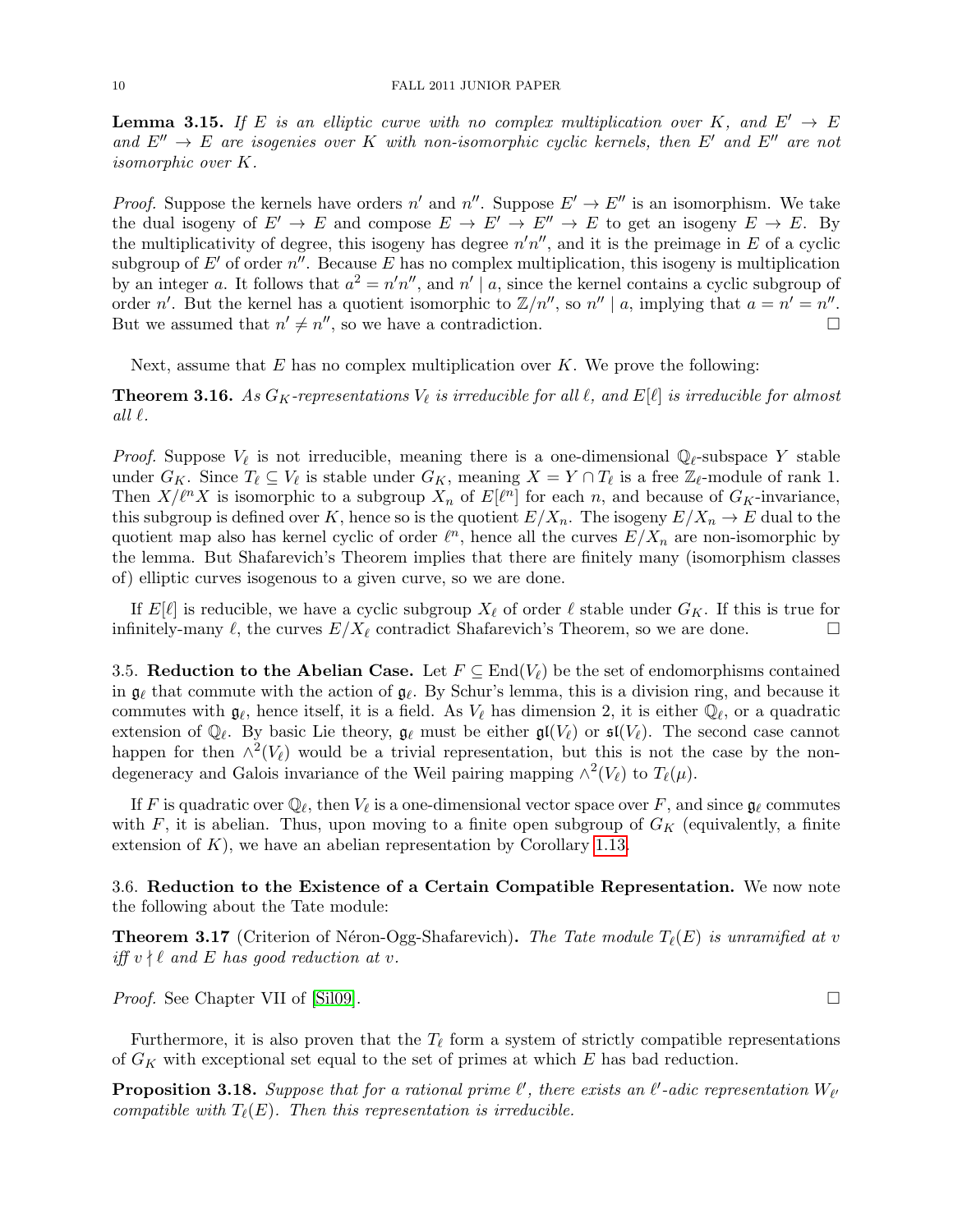**Lemma 3.15.** *If $E$ is an elliptic curve with no complex multiplication over $K$, and $E' \to E$ and $E'' \to E$ are isogenies over $K$ with non-isomorphic cyclic kernels, then $E'$ and $E''$ are not isomorphic over $K$.*

*Proof.* Suppose the kernels have orders $n'$ and $n''$. Suppose $E' \to E''$ is an isomorphism. We take the dual isogeny of $E' \to E$ and compose $E \to E' \to E'' \to E$ to get an isogeny $E \to E$. By the multiplicativity of degree, this isogeny has degree $n'n''$, and it is the preimage in $E$ of a cyclic subgroup of $E'$ of order $n''$. Because $E$ has no complex multiplication, this isogeny is multiplication by an integer $a$. It follows that $a^2 = n'n''$, and $n' \mid a$, since the kernel contains a cyclic subgroup of order $n'$. But the kernel has a quotient isomorphic to $\mathbb{Z}/n''$, so $n'' \mid a$, implying that $a = n' = n''$. But we assumed that $n' \neq n''$, so we have a contradiction. □

Next, assume that $E$ has no complex multiplication over $K$. We prove the following:

**Theorem 3.16.** *As $G_K$-representations $V_\ell$ is irreducible for all $\ell$, and $E[\ell]$ is irreducible for almost all $\ell$.*

*Proof.* Suppose $V_\ell$ is not irreducible, meaning there is a one-dimensional $\mathbb{Q}_\ell$-subspace $Y$ stable under $G_K$. Since $T_\ell \subseteq V_\ell$ is stable under $G_K$, meaning $X = Y \cap T_\ell$ is a free $\mathbb{Z}_\ell$-module of rank 1. Then $X/\ell^n X$ is isomorphic to a subgroup $X_n$ of $E[\ell^n]$ for each $n$, and because of $G_K$-invariance, this subgroup is defined over $K$, hence so is the quotient $E/X_n$. The isogeny $E/X_n \to E$ dual to the quotient map also has kernel cyclic of order $\ell^n$, hence all the curves $E/X_n$ are non-isomorphic by the lemma. But Shafarevich's Theorem implies that there are finitely many (isomorphism classes of) elliptic curves isogenous to a given curve, so we are done.

If $E[\ell]$ is reducible, we have a cyclic subgroup $X_\ell$ of order $\ell$ stable under $G_K$. If this is true for infinitely-many $\ell$, the curves $E/X_\ell$ contradict Shafarevich's Theorem, so we are done. □

### 3.5. Reduction to the Abelian Case.

Let $F \subseteq \mathrm{End}(V_\ell)$ be the set of endomorphisms contained in $\mathfrak{g}_\ell$ that commute with the action of $\mathfrak{g}_\ell$. By Schur's lemma, this is a division ring, and because it commutes with $\mathfrak{g}_\ell$, hence itself, it is a field. As $V_\ell$ has dimension 2, it is either $\mathbb{Q}_\ell$, or a quadratic extension of $\mathbb{Q}_\ell$. By basic Lie theory, $\mathfrak{g}_\ell$ must be either $\mathfrak{gl}(V_\ell)$ or $\mathfrak{sl}(V_\ell)$. The second case cannot happen for then $\wedge^2(V_\ell)$ would be a trivial representation, but this is not the case by the non-degeneracy and Galois invariance of the Weil pairing mapping $\wedge^2(V_\ell)$ to $T_\ell(\mu)$.

If $F$ is quadratic over $\mathbb{Q}_\ell$, then $V_\ell$ is a one-dimensional vector space over $F$, and since $\mathfrak{g}_\ell$ commutes with $F$, it is abelian. Thus, upon moving to a finite open subgroup of $G_K$ (equivalently, a finite extension of $K$), we have an abelian representation by Corollary 1.13.

### 3.6. Reduction to the Existence of a Certain Compatible Representation.

We now note the following about the Tate module:

**Theorem 3.17** (Criterion of Néron-Ogg-Shafarevich)**.** *The Tate module $T_\ell(E)$ is unramified at $v$ iff $v \nmid \ell$ and $E$ has good reduction at $v$.*

*Proof.* See Chapter VII of [Sil09]. □

Furthermore, it is also proven that the $T_\ell$ form a system of strictly compatible representations of $G_K$ with exceptional set equal to the set of primes at which $E$ has bad reduction.

**Proposition 3.18.** *Suppose that for a rational prime $\ell'$, there exists an $\ell'$-adic representation $W_{\ell'}$ compatible with $T_\ell(E)$. Then this representation is irreducible.*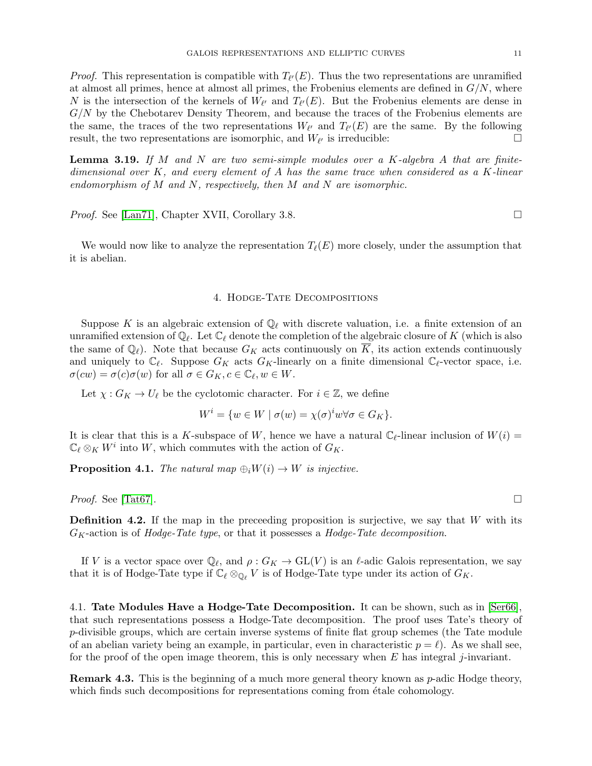*Proof.* This representation is compatible with $T_{\ell'}(E)$. Thus the two representations are unramified at almost all primes, hence at almost all primes, the Frobenius elements are defined in $G/N$, where $N$ is the intersection of the kernels of $W_{\ell'}$ and $T_{\ell'}(E)$. But the Frobenius elements are dense in $G/N$ by the Chebotarev Density Theorem, and because the traces of the Frobenius elements are the same, the traces of the two representations $W_{\ell'}$ and $T_{\ell'}(E)$ are the same. By the following result, the two representations are isomorphic, and $W_{\ell'}$ is irreducible: □

**Lemma 3.19.** *If $M$ and $N$ are two semi-simple modules over a $K$-algebra $A$ that are finite-dimensional over $K$, and every element of $A$ has the same trace when considered as a $K$-linear endomorphism of $M$ and $N$, respectively, then $M$ and $N$ are isomorphic.*

*Proof.* See [Lan71], Chapter XVII, Corollary 3.8. □

We would now like to analyze the representation $T_\ell(E)$ more closely, under the assumption that it is abelian.

## 4. Hodge-Tate Decompositions

Suppose $K$ is an algebraic extension of $\mathbb{Q}_\ell$ with discrete valuation, i.e. a finite extension of an unramified extension of $\mathbb{Q}_\ell$. Let $\mathbb{C}_\ell$ denote the completion of the algebraic closure of $K$ (which is also the same of $\mathbb{Q}_\ell$). Note that because $G_K$ acts continuously on $\overline{K}$, its action extends continuously and uniquely to $\mathbb{C}_\ell$. Suppose $G_K$ acts $G_K$-linearly on a finite dimensional $\mathbb{C}_\ell$-vector space, i.e. $\sigma(cw) = \sigma(c)\sigma(w)$ for all $\sigma \in G_K, c \in \mathbb{C}_\ell, w \in W$.

Let $\chi : G_K \to U_\ell$ be the cyclotomic character. For $i \in \mathbb{Z}$, we define

$$W^i = \{w \in W \mid \sigma(w) = \chi(\sigma)^i w \forall \sigma \in G_K\}.$$

It is clear that this is a $K$-subspace of $W$, hence we have a natural $\mathbb{C}_\ell$-linear inclusion of $W(i) = \mathbb{C}_\ell \otimes_K W^i$ into $W$, which commutes with the action of $G_K$.

**Proposition 4.1.** *The natural map $\oplus_i W(i) \to W$ is injective.*

*Proof.* See [Tat67]. □

**Definition 4.2.** If the map in the preceeding proposition is surjective, we say that $W$ with its $G_K$-action is of *Hodge-Tate type*, or that it possesses a *Hodge-Tate decomposition*.

If $V$ is a vector space over $\mathbb{Q}_\ell$, and $\rho : G_K \to \mathrm{GL}(V)$ is an $\ell$-adic Galois representation, we say that it is of Hodge-Tate type if $\mathbb{C}_\ell \otimes_{\mathbb{Q}_\ell} V$ is of Hodge-Tate type under its action of $G_K$.

### 4.1. Tate Modules Have a Hodge-Tate Decomposition.

It can be shown, such as in [Ser66], that such representations possess a Hodge-Tate decomposition. The proof uses Tate's theory of $p$-divisible groups, which are certain inverse systems of finite flat group schemes (the Tate module of an abelian variety being an example, in particular, even in characteristic $p = \ell$). As we shall see, for the proof of the open image theorem, this is only necessary when $E$ has integral $j$-invariant.

**Remark 4.3.** This is the beginning of a much more general theory known as $p$-adic Hodge theory, which finds such decompositions for representations coming from étale cohomology.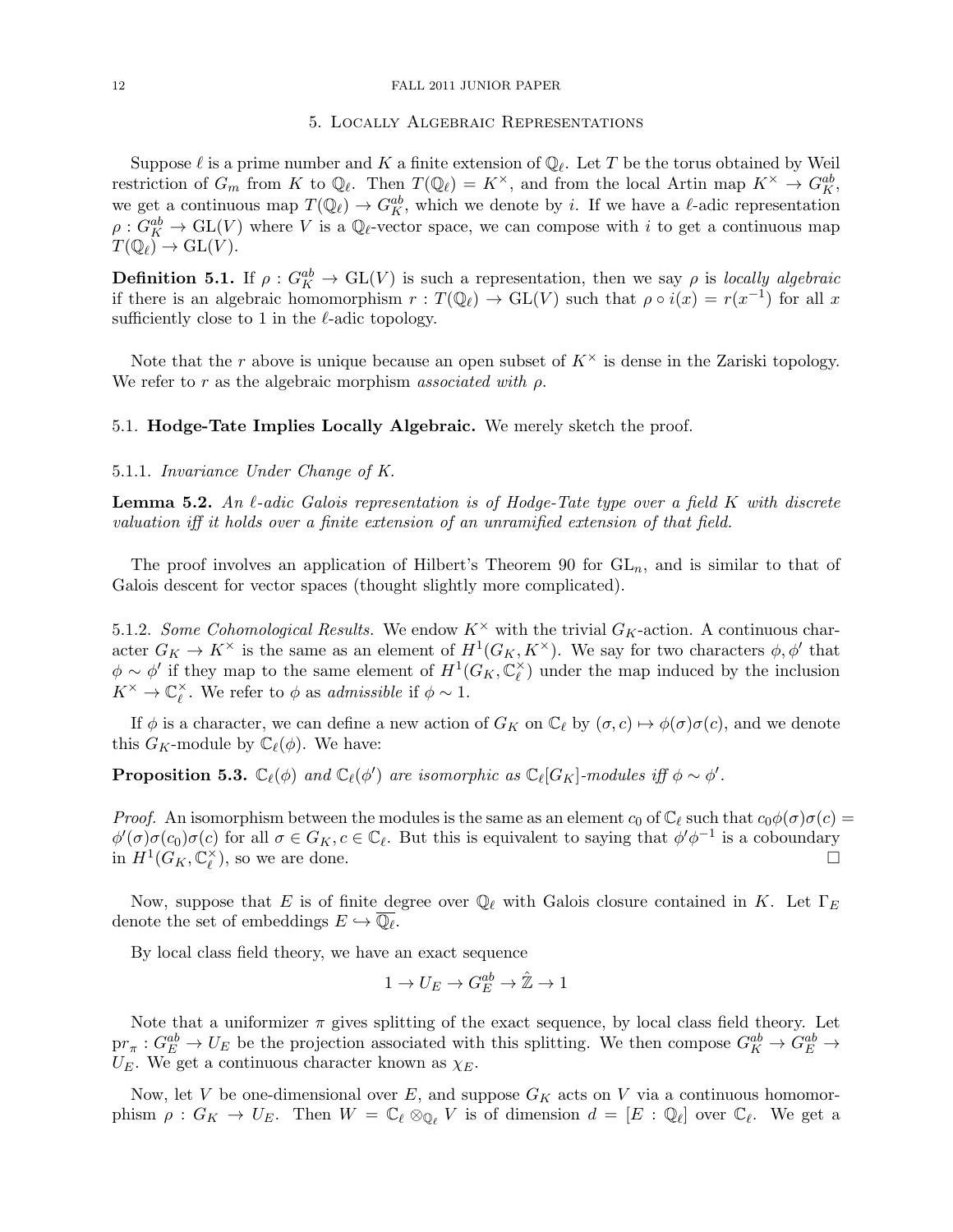## 5. Locally Algebraic Representations

Suppose $\ell$ is a prime number and $K$ a finite extension of $\mathbb{Q}_\ell$. Let $T$ be the torus obtained by Weil restriction of $G_m$ from $K$ to $\mathbb{Q}_\ell$. Then $T(\mathbb{Q}_\ell) = K^\times$, and from the local Artin map $K^\times \to G_K^{ab}$, we get a continuous map $T(\mathbb{Q}_\ell) \to G_K^{ab}$, which we denote by $i$. If we have a $\ell$-adic representation $\rho : G_K^{ab} \to \mathrm{GL}(V)$ where $V$ is a $\mathbb{Q}_\ell$-vector space, we can compose with $i$ to get a continuous map $T(\mathbb{Q}_\ell) \to \mathrm{GL}(V)$.

**Definition 5.1.** If $\rho : G_K^{ab} \to \mathrm{GL}(V)$ is such a representation, then we say $\rho$ is *locally algebraic* if there is an algebraic homomorphism $r : T(\mathbb{Q}_\ell) \to \mathrm{GL}(V)$ such that $\rho \circ i(x) = r(x^{-1})$ for all $x$ sufficiently close to 1 in the $\ell$-adic topology.

Note that the $r$ above is unique because an open subset of $K^\times$ is dense in the Zariski topology. We refer to $r$ as the algebraic morphism *associated with* $\rho$.

### 5.1. **Hodge-Tate Implies Locally Algebraic.** We merely sketch the proof.

#### 5.1.1. *Invariance Under Change of K.*

**Lemma 5.2.** *An $\ell$-adic Galois representation is of Hodge-Tate type over a field $K$ with discrete valuation iff it holds over a finite extension of an unramified extension of that field.*

The proof involves an application of Hilbert's Theorem 90 for $\mathrm{GL}_n$, and is similar to that of Galois descent for vector spaces (thought slightly more complicated).

#### 5.1.2. *Some Cohomological Results.* 

We endow $K^\times$ with the trivial $G_K$-action. A continuous character $G_K \to K^\times$ is the same as an element of $H^1(G_K, K^\times)$. We say for two characters $\phi, \phi'$ that $\phi \sim \phi'$ if they map to the same element of $H^1(G_K, \mathbb{C}_\ell^\times)$ under the map induced by the inclusion $K^\times \to \mathbb{C}_\ell^\times$. We refer to $\phi$ as *admissible* if $\phi \sim 1$.

If $\phi$ is a character, we can define a new action of $G_K$ on $\mathbb{C}_\ell$ by $(\sigma, c) \mapsto \phi(\sigma)\sigma(c)$, and we denote this $G_K$-module by $\mathbb{C}_\ell(\phi)$. We have:

**Proposition 5.3.** *$\mathbb{C}_\ell(\phi)$ and $\mathbb{C}_\ell(\phi')$ are isomorphic as $\mathbb{C}_\ell[G_K]$-modules iff $\phi \sim \phi'$.*

*Proof.* An isomorphism between the modules is the same as an element $c_0$ of $\mathbb{C}_\ell$ such that $c_0\phi(\sigma)\sigma(c) = \phi'(\sigma)\sigma(c_0)\sigma(c)$ for all $\sigma \in G_K, c \in \mathbb{C}_\ell$. But this is equivalent to saying that $\phi'\phi^{-1}$ is a coboundary in $H^1(G_K, \mathbb{C}_\ell^\times)$, so we are done. □

Now, suppose that $E$ is of finite degree over $\mathbb{Q}_\ell$ with Galois closure contained in $K$. Let $\Gamma_E$ denote the set of embeddings $E \hookrightarrow \overline{\mathbb{Q}_\ell}$.

By local class field theory, we have an exact sequence

$$1 \to U_E \to G_E^{ab} \to \hat{\mathbb{Z}} \to 1$$

Note that a uniformizer $\pi$ gives splitting of the exact sequence, by local class field theory. Let $\mathrm{pr}_\pi : G_E^{ab} \to U_E$ be the projection associated with this splitting. We then compose $G_K^{ab} \to G_E^{ab} \to U_E$. We get a continuous character known as $\chi_E$.

Now, let $V$ be one-dimensional over $E$, and suppose $G_K$ acts on $V$ via a continuous homomorphism $\rho : G_K \to U_E$. Then $W = \mathbb{C}_\ell \otimes_{\mathbb{Q}_\ell} V$ is of dimension $d = [E : \mathbb{Q}_\ell]$ over $\mathbb{C}_\ell$. We get a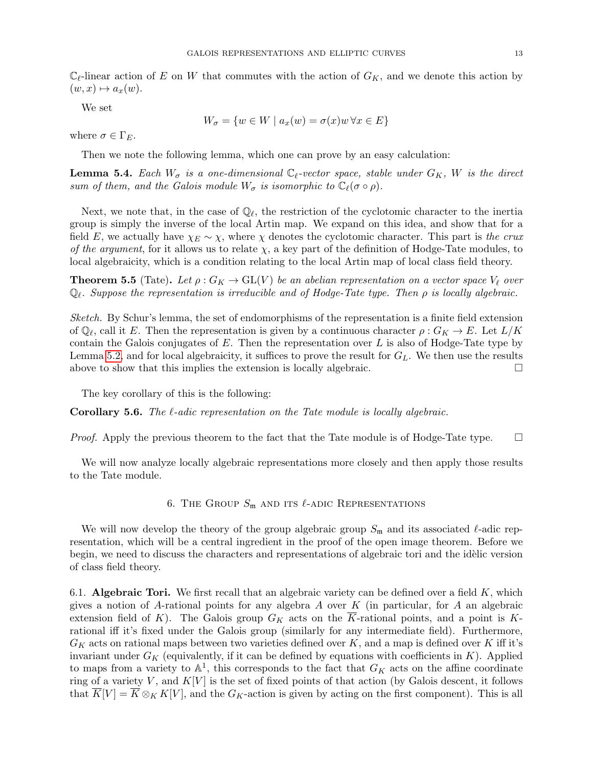$\mathbb{C}_\ell$-linear action of $E$ on $W$ that commutes with the action of $G_K$, and we denote this action by $(w, x) \mapsto a_x(w)$.

We set

$$W_\sigma = \{w \in W \mid a_x(w) = \sigma(x)w \, \forall x \in E\}$$

where $\sigma \in \Gamma_E$.

Then we note the following lemma, which one can prove by an easy calculation:

**Lemma 5.4.** *Each $W_\sigma$ is a one-dimensional $\mathbb{C}_\ell$-vector space, stable under $G_K$, $W$ is the direct sum of them, and the Galois module $W_\sigma$ is isomorphic to $\mathbb{C}_\ell(\sigma \circ \rho)$.*

Next, we note that, in the case of $\mathbb{Q}_\ell$, the restriction of the cyclotomic character to the inertia group is simply the inverse of the local Artin map. We expand on this idea, and show that for a field $E$, we actually have $\chi_E \sim \chi$, where $\chi$ denotes the cyclotomic character. This part is *the crux of the argument*, for it allows us to relate $\chi$, a key part of the definition of Hodge-Tate modules, to local algebraicity, which is a condition relating to the local Artin map of local class field theory.

**Theorem 5.5** (Tate)**.** *Let $\rho : G_K \to \mathrm{GL}(V)$ be an abelian representation on a vector space $V_\ell$ over $\mathbb{Q}_\ell$. Suppose the representation is irreducible and of Hodge-Tate type. Then $\rho$ is locally algebraic.*

*Sketch.* By Schur's lemma, the set of endomorphisms of the representation is a finite field extension of $\mathbb{Q}_\ell$, call it $E$. Then the representation is given by a continuous character $\rho : G_K \to E$. Let $L/K$ contain the Galois conjugates of $E$. Then the representation over $L$ is also of Hodge-Tate type by Lemma 5.2, and for local algebraicity, it suffices to prove the result for $G_L$. We then use the results above to show that this implies the extension is locally algebraic. □

The key corollary of this is the following:

**Corollary 5.6.** *The $\ell$-adic representation on the Tate module is locally algebraic.*

*Proof.* Apply the previous theorem to the fact that the Tate module is of Hodge-Tate type. □

We will now analyze locally algebraic representations more closely and then apply those results to the Tate module.

## 6. The Group $S_\mathfrak{m}$ and its $\ell$-adic Representations

We will now develop the theory of the group algebraic group $S_\mathfrak{m}$ and its associated $\ell$-adic representation, which will be a central ingredient in the proof of the open image theorem. Before we begin, we need to discuss the characters and representations of algebraic tori and the idèlic version of class field theory.

6.1. **Algebraic Tori.** We first recall that an algebraic variety can be defined over a field $K$, which gives a notion of $A$-rational points for any algebra $A$ over $K$ (in particular, for $A$ an algebraic extension field of $K$). The Galois group $G_K$ acts on the $\overline{K}$-rational points, and a point is $K$-rational iff it's fixed under the Galois group (similarly for any intermediate field). Furthermore, $G_K$ acts on rational maps between two varieties defined over $K$, and a map is defined over $K$ iff it's invariant under $G_K$ (equivalently, if it can be defined by equations with coefficients in $K$). Applied to maps from a variety to $\mathbb{A}^1$, this corresponds to the fact that $G_K$ acts on the affine coordinate ring of a variety $V$, and $K[V]$ is the set of fixed points of that action (by Galois descent, it follows that $\overline{K}[V] = \overline{K} \otimes_K K[V]$, and the $G_K$-action is given by acting on the first component). This is all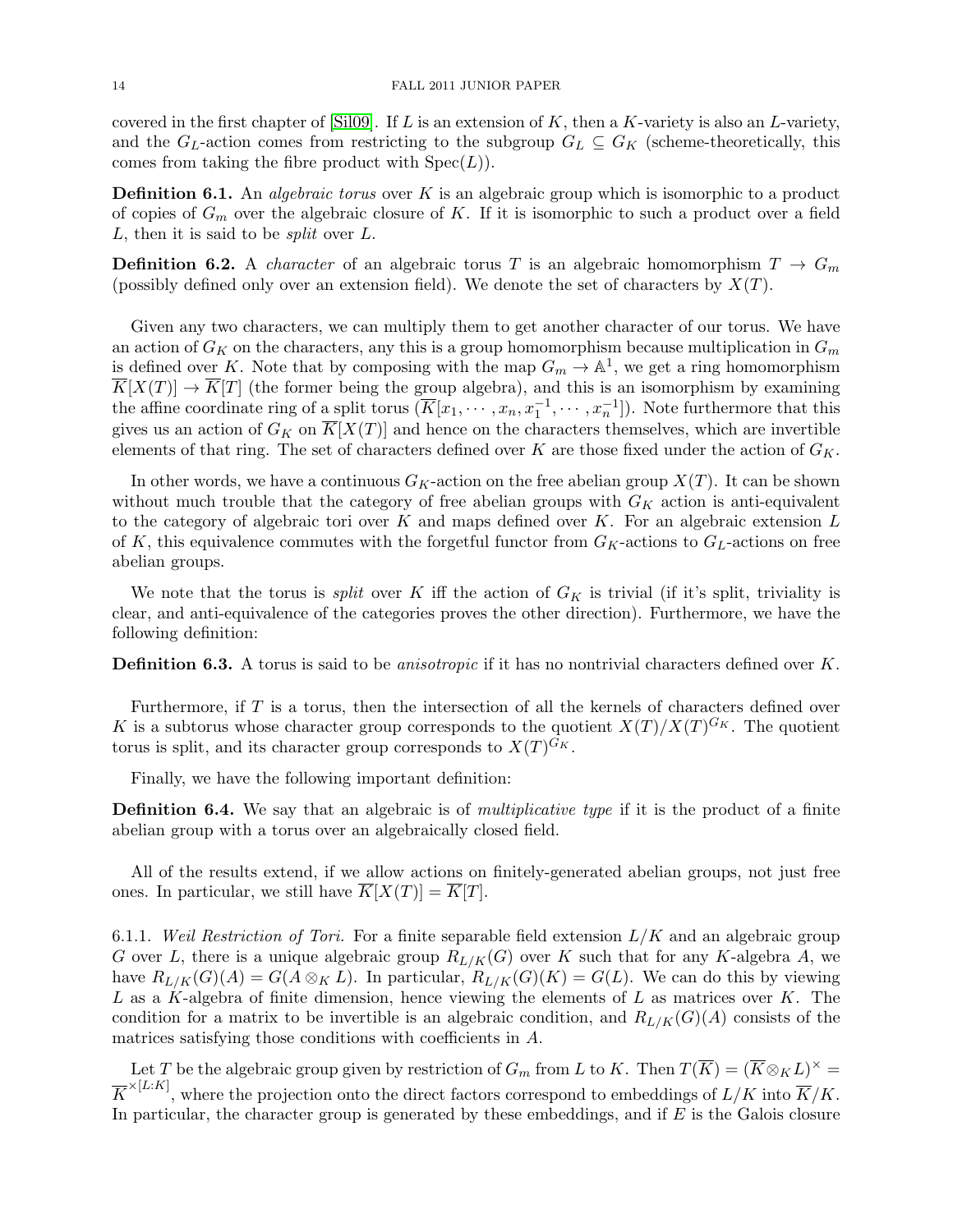covered in the first chapter of [Sil09]. If $L$ is an extension of $K$, then a $K$-variety is also an $L$-variety, and the $G_L$-action comes from restricting to the subgroup $G_L \subseteq G_K$ (scheme-theoretically, this comes from taking the fibre product with $\mathrm{Spec}(L)$).

**Definition 6.1.** An *algebraic torus* over $K$ is an algebraic group which is isomorphic to a product of copies of $G_m$ over the algebraic closure of $K$. If it is isomorphic to such a product over a field $L$, then it is said to be *split* over $L$.

**Definition 6.2.** A *character* of an algebraic torus $T$ is an algebraic homomorphism $T \to G_m$ (possibly defined only over an extension field). We denote the set of characters by $X(T)$.

Given any two characters, we can multiply them to get another character of our torus. We have an action of $G_K$ on the characters, any this is a group homomorphism because multiplication in $G_m$ is defined over $K$. Note that by composing with the map $G_m \to \mathbb{A}^1$, we get a ring homomorphism $\overline{K}[X(T)] \to \overline{K}[T]$ (the former being the group algebra), and this is an isomorphism by examining the affine coordinate ring of a split torus ($\overline{K}[x_1, \cdots, x_n, x_1^{-1}, \cdots, x_n^{-1}]$). Note furthermore that this gives us an action of $G_K$ on $\overline{K}[X(T)]$ and hence on the characters themselves, which are invertible elements of that ring. The set of characters defined over $K$ are those fixed under the action of $G_K$.

In other words, we have a continuous $G_K$-action on the free abelian group $X(T)$. It can be shown without much trouble that the category of free abelian groups with $G_K$ action is anti-equivalent to the category of algebraic tori over $K$ and maps defined over $K$. For an algebraic extension $L$ of $K$, this equivalence commutes with the forgetful functor from $G_K$-actions to $G_L$-actions on free abelian groups.

We note that the torus is *split* over $K$ iff the action of $G_K$ is trivial (if it's split, triviality is clear, and anti-equivalence of the categories proves the other direction). Furthermore, we have the following definition:

**Definition 6.3.** A torus is said to be *anisotropic* if it has no nontrivial characters defined over $K$.

Furthermore, if $T$ is a torus, then the intersection of all the kernels of characters defined over $K$ is a subtorus whose character group corresponds to the quotient $X(T)/X(T)^{G_K}$. The quotient torus is split, and its character group corresponds to $X(T)^{G_K}$.

Finally, we have the following important definition:

**Definition 6.4.** We say that an algebraic is of *multiplicative type* if it is the product of a finite abelian group with a torus over an algebraically closed field.

All of the results extend, if we allow actions on finitely-generated abelian groups, not just free ones. In particular, we still have $\overline{K}[X(T)] = \overline{K}[T]$.

6.1.1. *Weil Restriction of Tori.* For a finite separable field extension $L/K$ and an algebraic group $G$ over $L$, there is a unique algebraic group $R_{L/K}(G)$ over $K$ such that for any $K$-algebra $A$, we have $R_{L/K}(G)(A) = G(A \otimes_K L)$. In particular, $R_{L/K}(G)(K) = G(L)$. We can do this by viewing $L$ as a $K$-algebra of finite dimension, hence viewing the elements of $L$ as matrices over $K$. The condition for a matrix to be invertible is an algebraic condition, and $R_{L/K}(G)(A)$ consists of the matrices satisfying those conditions with coefficients in $A$.

Let $T$ be the algebraic group given by restriction of $G_m$ from $L$ to $K$. Then $T(\overline{K}) = (\overline{K} \otimes_K L)^{\times} = \overline{K}^{\times[L:K]}$, where the projection onto the direct factors correspond to embeddings of $L/K$ into $\overline{K}/K$. In particular, the character group is generated by these embeddings, and if $E$ is the Galois closure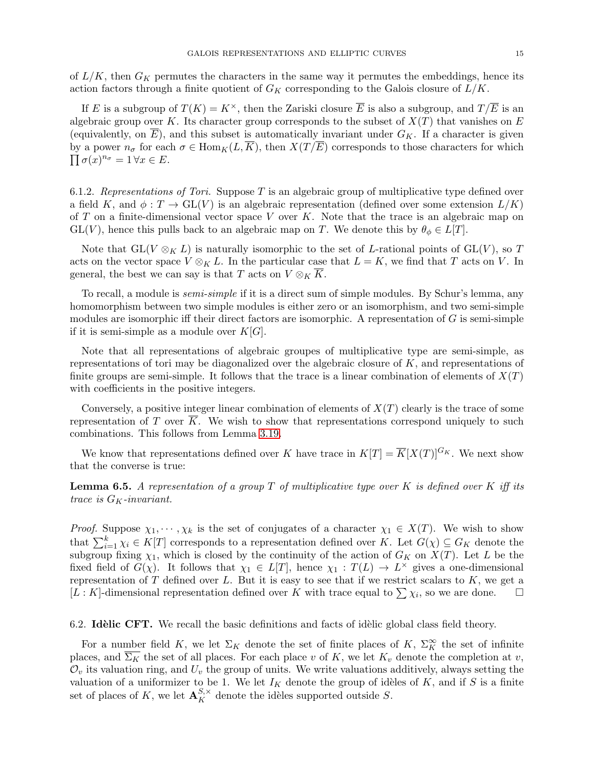of $L/K$, then $G_K$ permutes the characters in the same way it permutes the embeddings, hence its action factors through a finite quotient of $G_K$ corresponding to the Galois closure of $L/K$.

If $E$ is a subgroup of $T(K) = K^\times$, then the Zariski closure $\overline{E}$ is also a subgroup, and $T/\overline{E}$ is an algebraic group over $K$. Its character group corresponds to the subset of $X(T)$ that vanishes on $E$ (equivalently, on $\overline{E}$), and this subset is automatically invariant under $G_K$. If a character is given by a power $n_\sigma$ for each $\sigma \in \mathrm{Hom}_K(L, \overline{K})$, then $X(T/\overline{E})$ corresponds to those characters for which $\prod \sigma(x)^{n_\sigma} = 1 \,\forall x \in E$.

6.1.2. *Representations of Tori.* Suppose $T$ is an algebraic group of multiplicative type defined over a field $K$, and $\phi : T \to \mathrm{GL}(V)$ is an algebraic representation (defined over some extension $L/K$) of $T$ on a finite-dimensional vector space $V$ over $K$. Note that the trace is an algebraic map on $\mathrm{GL}(V)$, hence this pulls back to an algebraic map on $T$. We denote this by $\theta_\phi \in L[T]$.

Note that $\mathrm{GL}(V \otimes_K L)$ is naturally isomorphic to the set of $L$-rational points of $\mathrm{GL}(V)$, so $T$ acts on the vector space $V \otimes_K L$. In the particular case that $L = K$, we find that $T$ acts on $V$. In general, the best we can say is that $T$ acts on $V \otimes_K \overline{K}$.

To recall, a module is *semi-simple* if it is a direct sum of simple modules. By Schur's lemma, any homomorphism between two simple modules is either zero or an isomorphism, and two semi-simple modules are isomorphic iff their direct factors are isomorphic. A representation of $G$ is semi-simple if it is semi-simple as a module over $K[G]$.

Note that all representations of algebraic groupes of multiplicative type are semi-simple, as representations of tori may be diagonalized over the algebraic closure of $K$, and representations of finite groups are semi-simple. It follows that the trace is a linear combination of elements of $X(T)$ with coefficients in the positive integers.

Conversely, a positive integer linear combination of elements of $X(T)$ clearly is the trace of some representation of $T$ over $\overline{K}$. We wish to show that representations correspond uniquely to such combinations. This follows from Lemma 3.19.

We know that representations defined over $K$ have trace in $K[T] = \overline{K}[X(T)]^{G_K}$. We next show that the converse is true:

**Lemma 6.5.** *A representation of a group $T$ of multiplicative type over $K$ is defined over $K$ iff its trace is $G_K$-invariant.*

*Proof.* Suppose $\chi_1, \cdots, \chi_k$ is the set of conjugates of a character $\chi_1 \in X(T)$. We wish to show that $\sum_{i=1}^k \chi_i \in K[T]$ corresponds to a representation defined over $K$. Let $G(\chi) \subseteq G_K$ denote the subgroup fixing $\chi_1$, which is closed by the continuity of the action of $G_K$ on $X(T)$. Let $L$ be the fixed field of $G(\chi)$. It follows that $\chi_1 \in L[T]$, hence $\chi_1 : T(L) \to L^\times$ gives a one-dimensional representation of $T$ defined over $L$. But it is easy to see that if we restrict scalars to $K$, we get a $[L : K]$-dimensional representation defined over $K$ with trace equal to $\sum \chi_i$, so we are done. $\square$

6.2. **Idèlic CFT.** We recall the basic definitions and facts of idèlic global class field theory.

For a number field $K$, we let $\Sigma_K$ denote the set of finite places of $K$, $\Sigma_K^\infty$ the set of infinite places, and $\overline{\Sigma_K}$ the set of all places. For each place $v$ of $K$, we let $K_v$ denote the completion at $v$, $\mathcal{O}_v$ its valuation ring, and $U_v$ the group of units. We write valuations additively, always setting the valuation of a uniformizer to be 1. We let $I_K$ denote the group of idèles of $K$, and if $S$ is a finite set of places of $K$, we let $\mathbf{A}_K^{S,\times}$ denote the idèles supported outside $S$.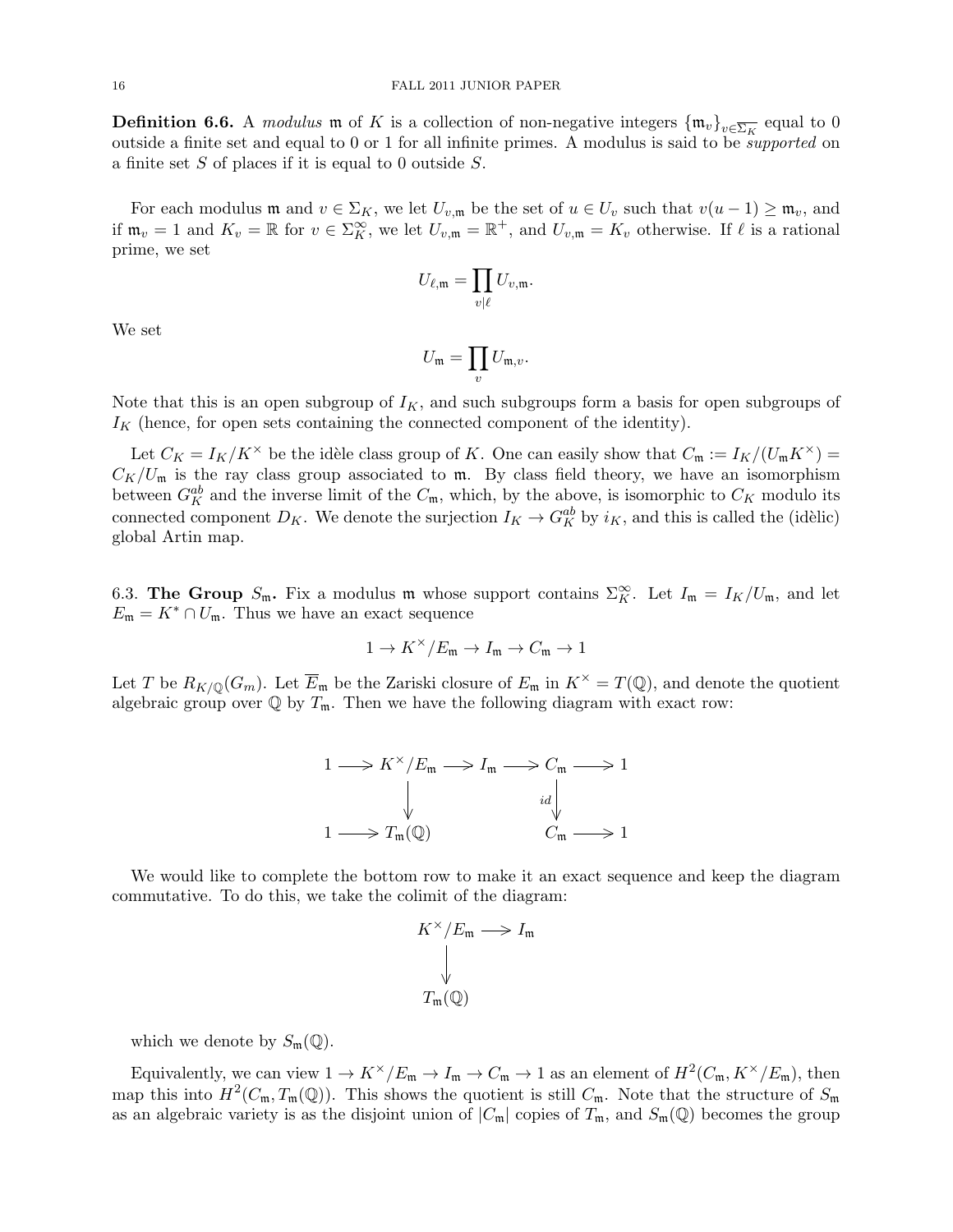**Definition 6.6.** A *modulus* $\mathfrak{m}$ of $K$ is a collection of non-negative integers $\{\mathfrak{m}_v\}_{v \in \overline{\Sigma_K}}$ equal to 0 outside a finite set and equal to 0 or 1 for all infinite primes. A modulus is said to be *supported* on a finite set $S$ of places if it is equal to 0 outside $S$.

For each modulus $\mathfrak{m}$ and $v \in \Sigma_K$, we let $U_{v,\mathfrak{m}}$ be the set of $u \in U_v$ such that $v(u-1) \geq \mathfrak{m}_v$, and if $\mathfrak{m}_v = 1$ and $K_v = \mathbb{R}$ for $v \in \Sigma_K^\infty$, we let $U_{v,\mathfrak{m}} = \mathbb{R}^+$, and $U_{v,\mathfrak{m}} = K_v$ otherwise. If $\ell$ is a rational prime, we set

$$U_{\ell,\mathfrak{m}} = \prod_{v \mid \ell} U_{v,\mathfrak{m}}.$$

We set

$$U_{\mathfrak{m}} = \prod_{v} U_{\mathfrak{m},v}.$$

Note that this is an open subgroup of $I_K$, and such subgroups form a basis for open subgroups of $I_K$ (hence, for open sets containing the connected component of the identity).

Let $C_K = I_K / K^\times$ be the idèle class group of $K$. One can easily show that $C_{\mathfrak{m}} := I_K/(U_{\mathfrak{m}} K^\times) = C_K / U_{\mathfrak{m}}$ is the ray class group associated to $\mathfrak{m}$. By class field theory, we have an isomorphism between $G_K^{ab}$ and the inverse limit of the $C_{\mathfrak{m}}$, which, by the above, is isomorphic to $C_K$ modulo its connected component $D_K$. We denote the surjection $I_K \to G_K^{ab}$ by $i_K$, and this is called the (idèlic) global Artin map.

## 6.3. The Group $S_{\mathfrak{m}}$.

Fix a modulus $\mathfrak{m}$ whose support contains $\Sigma_K^\infty$. Let $I_{\mathfrak{m}} = I_K / U_{\mathfrak{m}}$, and let $E_{\mathfrak{m}} = K^* \cap U_{\mathfrak{m}}$. Thus we have an exact sequence

$$1 \to K^\times / E_{\mathfrak{m}} \to I_{\mathfrak{m}} \to C_{\mathfrak{m}} \to 1$$

Let $T$ be $R_{K/\mathbb{Q}}(G_m)$. Let $\overline{E}_{\mathfrak{m}}$ be the Zariski closure of $E_{\mathfrak{m}}$ in $K^\times = T(\mathbb{Q})$, and denote the quotient algebraic group over $\mathbb{Q}$ by $T_{\mathfrak{m}}$. Then we have the following diagram with exact row:

$$\begin{array}{ccccccccc}
1 & \longrightarrow & K^\times/E_{\mathfrak{m}} & \longrightarrow & I_{\mathfrak{m}} & \longrightarrow & C_{\mathfrak{m}} & \longrightarrow & 1 \\
 & & \downarrow & & & & \downarrow{\scriptstyle id} & & \\
1 & \longrightarrow & T_{\mathfrak{m}}(\mathbb{Q}) & & & & C_{\mathfrak{m}} & \longrightarrow & 1
\end{array}$$

We would like to complete the bottom row to make it an exact sequence and keep the diagram commutative. To do this, we take the colimit of the diagram:

$$\begin{array}{ccc}
K^\times/E_{\mathfrak{m}} & \longrightarrow & I_{\mathfrak{m}} \\
\downarrow & & \\
T_{\mathfrak{m}}(\mathbb{Q}) & &
\end{array}$$

which we denote by $S_{\mathfrak{m}}(\mathbb{Q})$.

Equivalently, we can view $1 \to K^\times/E_{\mathfrak{m}} \to I_{\mathfrak{m}} \to C_{\mathfrak{m}} \to 1$ as an element of $H^2(C_{\mathfrak{m}}, K^\times/E_{\mathfrak{m}})$, then map this into $H^2(C_{\mathfrak{m}}, T_{\mathfrak{m}}(\mathbb{Q}))$. This shows the quotient is still $C_{\mathfrak{m}}$. Note that the structure of $S_{\mathfrak{m}}$ as an algebraic variety is as the disjoint union of $|C_{\mathfrak{m}}|$ copies of $T_{\mathfrak{m}}$, and $S_{\mathfrak{m}}(\mathbb{Q})$ becomes the group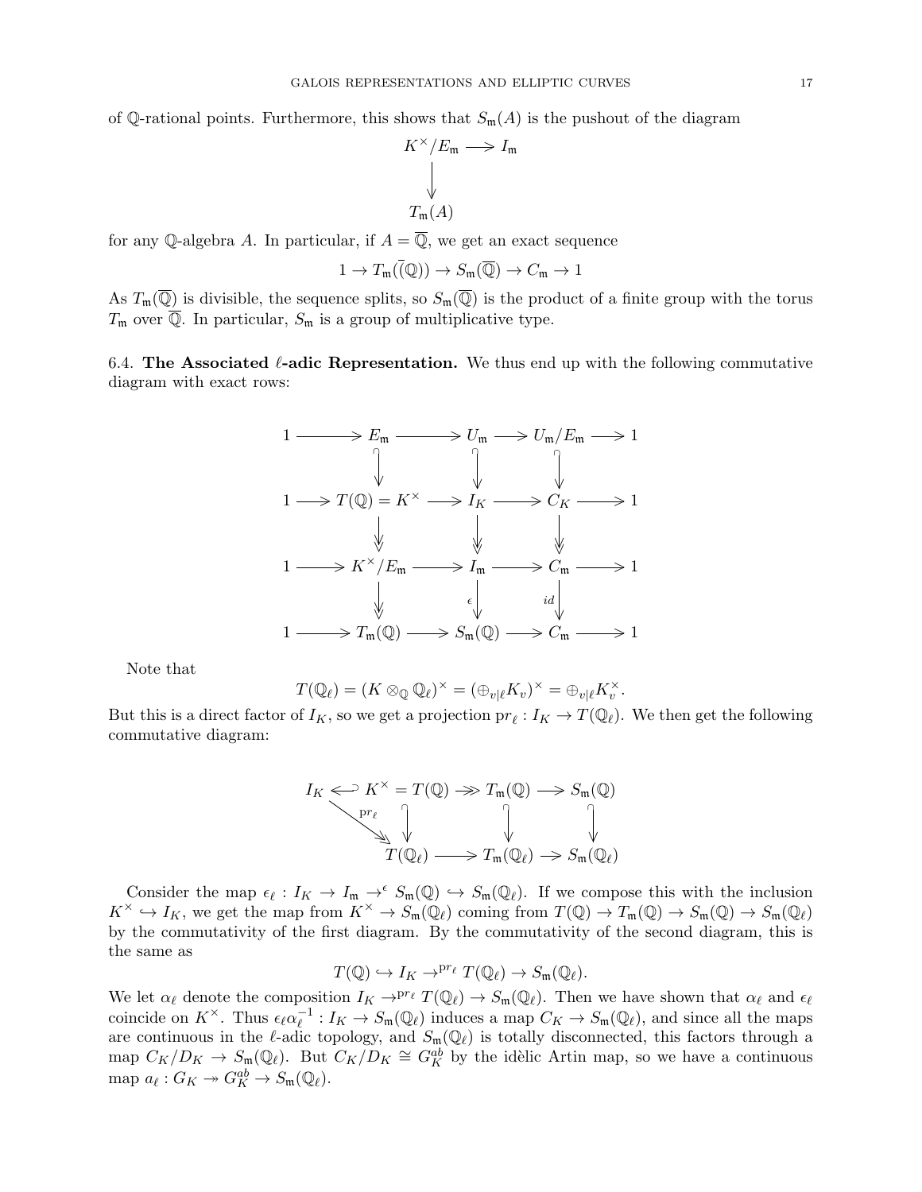of $\mathbb{Q}$-rational points. Furthermore, this shows that $S_\mathfrak{m}(A)$ is the pushout of the diagram

$$\begin{array}{ccc} K^\times/E_\mathfrak{m} & \longrightarrow & I_\mathfrak{m} \\ \big\downarrow & & \\ T_\mathfrak{m}(A) & & \end{array}$$

for any $\mathbb{Q}$-algebra $A$. In particular, if $A = \overline{\mathbb{Q}}$, we get an exact sequence

$$1 \to T_\mathfrak{m}((\overline{\mathbb{Q}})) \to S_\mathfrak{m}(\overline{\mathbb{Q}}) \to C_\mathfrak{m} \to 1$$

As $T_\mathfrak{m}(\overline{\mathbb{Q}})$ is divisible, the sequence splits, so $S_\mathfrak{m}(\overline{\mathbb{Q}})$ is the product of a finite group with the torus $T_\mathfrak{m}$ over $\overline{\mathbb{Q}}$. In particular, $S_\mathfrak{m}$ is a group of multiplicative type.

6.4. **The Associated $\ell$-adic Representation.** We thus end up with the following commutative diagram with exact rows:

$$\begin{array}{ccccccccc}
1 & \longrightarrow & E_\mathfrak{m} & \longrightarrow & U_\mathfrak{m} & \longrightarrow & U_\mathfrak{m}/E_\mathfrak{m} & \longrightarrow & 1 \\
 & & \big\downarrow & & \big\downarrow & & \big\downarrow & & \\
1 & \longrightarrow & T(\mathbb{Q}) = K^\times & \longrightarrow & I_K & \longrightarrow & C_K & \longrightarrow & 1 \\
 & & \big\downarrow & & \big\downarrow & & \big\downarrow & & \\
1 & \longrightarrow & K^\times/E_\mathfrak{m} & \longrightarrow & I_\mathfrak{m} & \longrightarrow & C_\mathfrak{m} & \longrightarrow & 1 \\
 & & \big\downarrow & & \big\downarrow \epsilon & & \big\downarrow id & & \\
1 & \longrightarrow & T_\mathfrak{m}(\mathbb{Q}) & \longrightarrow & S_\mathfrak{m}(\mathbb{Q}) & \longrightarrow & C_\mathfrak{m} & \longrightarrow & 1
\end{array}$$

Note that

$$T(\mathbb{Q}_\ell) = (K \otimes_\mathbb{Q} \mathbb{Q}_\ell)^\times = (\oplus_{v|\ell} K_v)^\times = \oplus_{v|\ell} K_v^\times.$$

But this is a direct factor of $I_K$, so we get a projection $pr_\ell : I_K \to T(\mathbb{Q}_\ell)$. We then get the following commutative diagram:

$$\begin{array}{ccccccc}
I_K & \hookleftarrow & K^\times = T(\mathbb{Q}) & \twoheadrightarrow & T_\mathfrak{m}(\mathbb{Q}) & \longrightarrow & S_\mathfrak{m}(\mathbb{Q}) \\
 & \searrow^{pr_\ell} & \big\downarrow & & \big\downarrow & & \big\downarrow \\
 & & T(\mathbb{Q}_\ell) & \longrightarrow & T_\mathfrak{m}(\mathbb{Q}_\ell) & \longrightarrow & S_\mathfrak{m}(\mathbb{Q}_\ell)
\end{array}$$

Consider the map $\epsilon_\ell : I_K \to I_\mathfrak{m} \to^\epsilon S_\mathfrak{m}(\mathbb{Q}) \hookrightarrow S_\mathfrak{m}(\mathbb{Q}_\ell)$. If we compose this with the inclusion $K^\times \hookrightarrow I_K$, we get the map from $K^\times \to S_\mathfrak{m}(\mathbb{Q}_\ell)$ coming from $T(\mathbb{Q}) \to T_\mathfrak{m}(\mathbb{Q}) \to S_\mathfrak{m}(\mathbb{Q}) \to S_\mathfrak{m}(\mathbb{Q}_\ell)$ by the commutativity of the first diagram. By the commutativity of the second diagram, this is the same as

$$T(\mathbb{Q}) \hookrightarrow I_K \to^{pr_\ell} T(\mathbb{Q}_\ell) \to S_\mathfrak{m}(\mathbb{Q}_\ell).$$

We let $\alpha_\ell$ denote the composition $I_K \to^{pr_\ell} T(\mathbb{Q}_\ell) \to S_\mathfrak{m}(\mathbb{Q}_\ell)$. Then we have shown that $\alpha_\ell$ and $\epsilon_\ell$ coincide on $K^\times$. Thus $\epsilon_\ell \alpha_\ell^{-1} : I_K \to S_\mathfrak{m}(\mathbb{Q}_\ell)$ induces a map $C_K \to S_\mathfrak{m}(\mathbb{Q}_\ell)$, and since all the maps are continuous in the $\ell$-adic topology, and $S_\mathfrak{m}(\mathbb{Q}_\ell)$ is totally disconnected, this factors through a map $C_K/D_K \to S_\mathfrak{m}(\mathbb{Q}_\ell)$. But $C_K/D_K \cong G_K^{ab}$ by the idèlic Artin map, so we have a continuous map $a_\ell : G_K \twoheadrightarrow G_K^{ab} \to S_\mathfrak{m}(\mathbb{Q}_\ell)$.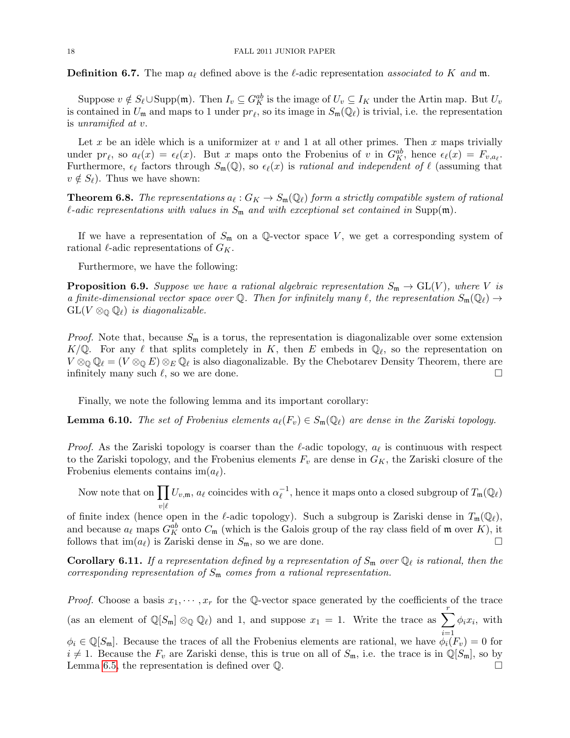**Definition 6.7.** The map $a_\ell$ defined above is the $\ell$-adic representation *associated to $K$ and $\mathfrak{m}$.*

Suppose $v \notin S_\ell \cup \mathrm{Supp}(\mathfrak{m})$. Then $I_v \subseteq G_K^{ab}$ is the image of $U_v \subseteq I_K$ under the Artin map. But $U_v$ is contained in $U_\mathfrak{m}$ and maps to 1 under $\mathrm{pr}_\ell$, so its image in $S_\mathfrak{m}(\mathbb{Q}_\ell)$ is trivial, i.e. the representation is *unramified at $v$*.

Let $x$ be an idèle which is a uniformizer at $v$ and 1 at all other primes. Then $x$ maps trivially under $\mathrm{pr}_\ell$, so $a_\ell(x) = \epsilon_\ell(x)$. But $x$ maps onto the Frobenius of $v$ in $G_K^{ab}$, hence $\epsilon_\ell(x) = F_{v,a_\ell}$. Furthermore, $\epsilon_\ell$ factors through $S_\mathfrak{m}(\mathbb{Q})$, so $\epsilon_\ell(x)$ is *rational and independent of $\ell$* (assuming that $v \notin S_\ell$). Thus we have shown:

**Theorem 6.8.** *The representations $a_\ell : G_K \to S_\mathfrak{m}(\mathbb{Q}_\ell)$ form a strictly compatible system of rational $\ell$-adic representations with values in $S_\mathfrak{m}$ and with exceptional set contained in $\mathrm{Supp}(\mathfrak{m})$.*

If we have a representation of $S_\mathfrak{m}$ on a $\mathbb{Q}$-vector space $V$, we get a corresponding system of rational $\ell$-adic representations of $G_K$.

Furthermore, we have the following:

**Proposition 6.9.** *Suppose we have a rational algebraic representation $S_\mathfrak{m} \to \mathrm{GL}(V)$, where $V$ is a finite-dimensional vector space over $\mathbb{Q}$. Then for infinitely many $\ell$, the representation $S_\mathfrak{m}(\mathbb{Q}_\ell) \to \mathrm{GL}(V \otimes_\mathbb{Q} \mathbb{Q}_\ell)$ is diagonalizable.*

*Proof.* Note that, because $S_\mathfrak{m}$ is a torus, the representation is diagonalizable over some extension $K/\mathbb{Q}$. For any $\ell$ that splits completely in $K$, then $E$ embeds in $\mathbb{Q}_\ell$, so the representation on $V \otimes_\mathbb{Q} \mathbb{Q}_\ell = (V \otimes_\mathbb{Q} E) \otimes_E \mathbb{Q}_\ell$ is also diagonalizable. By the Chebotarev Density Theorem, there are infinitely many such $\ell$, so we are done. $\square$

Finally, we note the following lemma and its important corollary:

**Lemma 6.10.** *The set of Frobenius elements $a_\ell(F_v) \in S_\mathfrak{m}(\mathbb{Q}_\ell)$ are dense in the Zariski topology.*

*Proof.* As the Zariski topology is coarser than the $\ell$-adic topology, $a_\ell$ is continuous with respect to the Zariski topology, and the Frobenius elements $F_v$ are dense in $G_K$, the Zariski closure of the Frobenius elements contains $\mathrm{im}(a_\ell)$.

Now note that on $\prod_{v|\ell} U_{v,\mathfrak{m}}$, $a_\ell$ coincides with $\alpha_\ell^{-1}$, hence it maps onto a closed subgroup of $T_\mathfrak{m}(\mathbb{Q}_\ell)$ of finite index (hence open in the $\ell$-adic topology). Such a subgroup is Zariski dense in $T_\mathfrak{m}(\mathbb{Q}_\ell)$, and because $a_\ell$ maps $G_K^{ab}$ onto $C_\mathfrak{m}$ (which is the Galois group of the ray class field of $\mathfrak{m}$ over $K$), it follows that $\mathrm{im}(a_\ell)$ is Zariski dense in $S_\mathfrak{m}$, so we are done. $\square$

**Corollary 6.11.** *If a representation defined by a representation of $S_\mathfrak{m}$ over $\mathbb{Q}_\ell$ is rational, then the corresponding representation of $S_\mathfrak{m}$ comes from a rational representation.*

*Proof.* Choose a basis $x_1, \cdots, x_r$ for the $\mathbb{Q}$-vector space generated by the coefficients of the trace (as an element of $\mathbb{Q}[S_\mathfrak{m}] \otimes_\mathbb{Q} \mathbb{Q}_\ell$) and 1, and suppose $x_1 = 1$. Write the trace as $\sum_{i=1}^{r} \phi_i x_i$, with $\phi_i \in \mathbb{Q}[S_\mathfrak{m}]$. Because the traces of all the Frobenius elements are rational, we have $\phi_i(F_v) = 0$ for $i \neq 1$. Because the $F_v$ are Zariski dense, this is true on all of $S_\mathfrak{m}$, i.e. the trace is in $\mathbb{Q}[S_\mathfrak{m}]$, so by Lemma 6.5, the representation is defined over $\mathbb{Q}$. $\square$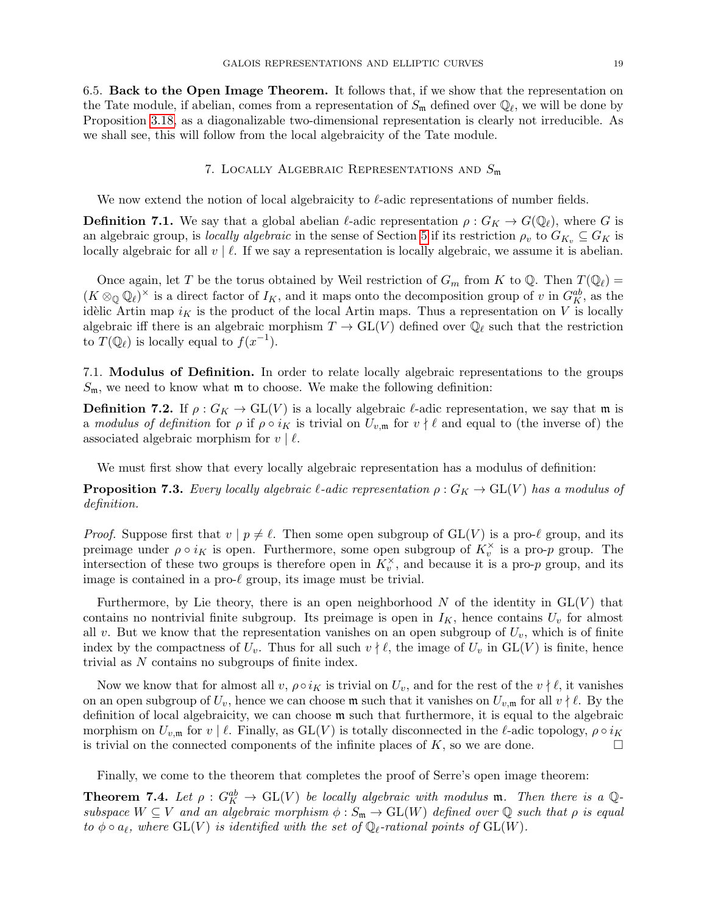6.5. **Back to the Open Image Theorem.** It follows that, if we show that the representation on the Tate module, if abelian, comes from a representation of $S_{\mathfrak{m}}$ defined over $\mathbb{Q}_\ell$, we will be done by Proposition 3.18, as a diagonalizable two-dimensional representation is clearly not irreducible. As we shall see, this will follow from the local algebraicity of the Tate module.

## 7. Locally Algebraic Representations and $S_{\mathfrak{m}}$

We now extend the notion of local algebraicity to $\ell$-adic representations of number fields.

**Definition 7.1.** We say that a global abelian $\ell$-adic representation $\rho : G_K \to G(\mathbb{Q}_\ell)$, where $G$ is an algebraic group, is *locally algebraic* in the sense of Section 5 if its restriction $\rho_v$ to $G_{K_v} \subseteq G_K$ is locally algebraic for all $v \mid \ell$. If we say a representation is locally algebraic, we assume it is abelian.

Once again, let $T$ be the torus obtained by Weil restriction of $G_m$ from $K$ to $\mathbb{Q}$. Then $T(\mathbb{Q}_\ell) = (K \otimes_{\mathbb{Q}} \mathbb{Q}_\ell)^\times$ is a direct factor of $I_K$, and it maps onto the decomposition group of $v$ in $G_K^{ab}$, as the idèlic Artin map $i_K$ is the product of the local Artin maps. Thus a representation on $V$ is locally algebraic iff there is an algebraic morphism $T \to \mathrm{GL}(V)$ defined over $\mathbb{Q}_\ell$ such that the restriction to $T(\mathbb{Q}_\ell)$ is locally equal to $f(x^{-1})$.

7.1. **Modulus of Definition.** In order to relate locally algebraic representations to the groups $S_{\mathfrak{m}}$, we need to know what $\mathfrak{m}$ to choose. We make the following definition:

**Definition 7.2.** If $\rho : G_K \to \mathrm{GL}(V)$ is a locally algebraic $\ell$-adic representation, we say that $\mathfrak{m}$ is a *modulus of definition* for $\rho$ if $\rho \circ i_K$ is trivial on $U_{v,\mathfrak{m}}$ for $v \nmid \ell$ and equal to (the inverse of) the associated algebraic morphism for $v \mid \ell$.

We must first show that every locally algebraic representation has a modulus of definition:

**Proposition 7.3.** *Every locally algebraic $\ell$-adic representation $\rho : G_K \to \mathrm{GL}(V)$ has a modulus of definition.*

*Proof.* Suppose first that $v \mid p \neq \ell$. Then some open subgroup of $\mathrm{GL}(V)$ is a pro-$\ell$ group, and its preimage under $\rho \circ i_K$ is open. Furthermore, some open subgroup of $K_v^\times$ is a pro-$p$ group. The intersection of these two groups is therefore open in $K_v^\times$, and because it is a pro-$p$ group, and its image is contained in a pro-$\ell$ group, its image must be trivial.

Furthermore, by Lie theory, there is an open neighborhood $N$ of the identity in $\mathrm{GL}(V)$ that contains no nontrivial finite subgroup. Its preimage is open in $I_K$, hence contains $U_v$ for almost all $v$. But we know that the representation vanishes on an open subgroup of $U_v$, which is of finite index by the compactness of $U_v$. Thus for all such $v \nmid \ell$, the image of $U_v$ in $\mathrm{GL}(V)$ is finite, hence trivial as $N$ contains no subgroups of finite index.

Now we know that for almost all $v$, $\rho \circ i_K$ is trivial on $U_v$, and for the rest of the $v \nmid \ell$, it vanishes on an open subgroup of $U_v$, hence we can choose $\mathfrak{m}$ such that it vanishes on $U_{v,\mathfrak{m}}$ for all $v \nmid \ell$. By the definition of local algebraicity, we can choose $\mathfrak{m}$ such that furthermore, it is equal to the algebraic morphism on $U_{v,\mathfrak{m}}$ for $v \mid \ell$. Finally, as $\mathrm{GL}(V)$ is totally disconnected in the $\ell$-adic topology, $\rho \circ i_K$ is trivial on the connected components of the infinite places of $K$, so we are done. □

Finally, we come to the theorem that completes the proof of Serre's open image theorem:

**Theorem 7.4.** *Let $\rho : G_K^{ab} \to \mathrm{GL}(V)$ be locally algebraic with modulus $\mathfrak{m}$. Then there is a $\mathbb{Q}$-subspace $W \subseteq V$ and an algebraic morphism $\phi : S_{\mathfrak{m}} \to \mathrm{GL}(W)$ defined over $\mathbb{Q}$ such that $\rho$ is equal to $\phi \circ a_\ell$, where $\mathrm{GL}(V)$ is identified with the set of $\mathbb{Q}_\ell$-rational points of $\mathrm{GL}(W)$.*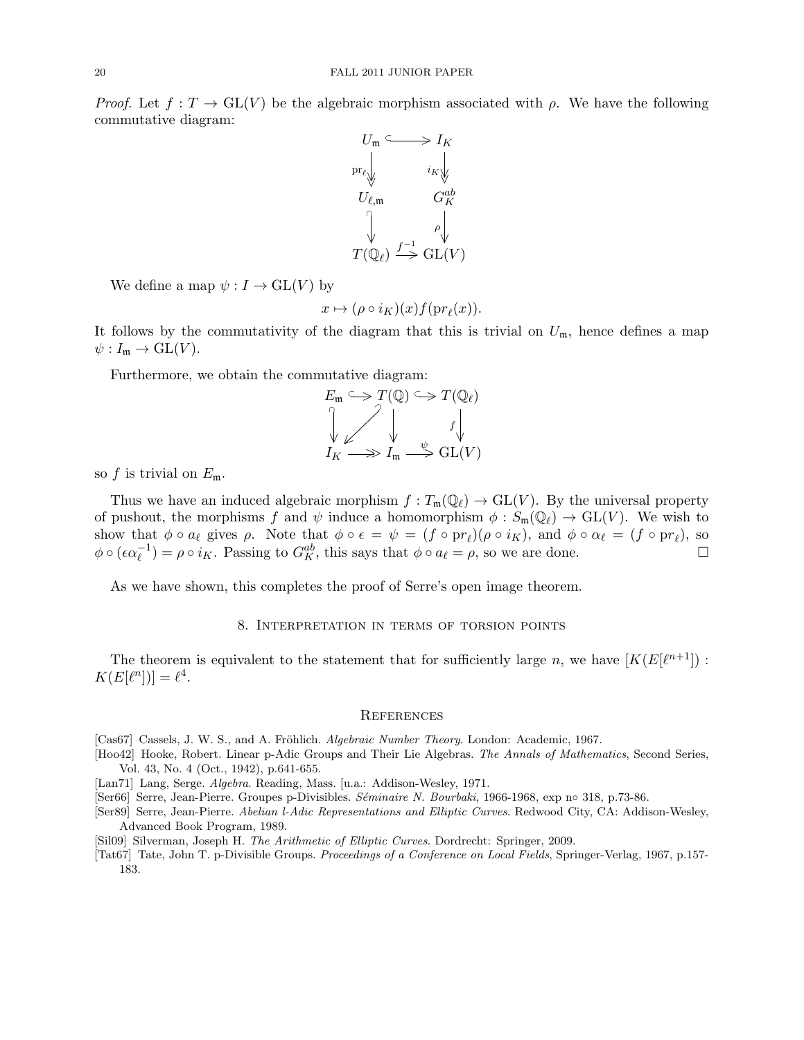*Proof.* Let $f : T \to \mathrm{GL}(V)$ be the algebraic morphism associated with $\rho$. We have the following commutative diagram:

$$\begin{array}{ccc} U_{\mathfrak{m}} & \hookrightarrow & I_K \\ \downarrow{\scriptstyle \mathrm{pr}_\ell} & & \downarrow{\scriptstyle i_K} \\ U_{\ell,\mathfrak{m}} & & G_K^{ab} \\ \downarrow & & \downarrow{\scriptstyle \rho} \\ T(\mathbb{Q}_\ell) & \xrightarrow{f^{-1}} & \mathrm{GL}(V) \end{array}$$

We define a map $\psi : I \to \mathrm{GL}(V)$ by

$$x \mapsto (\rho \circ i_K)(x) f(\mathrm{pr}_\ell(x)).$$

It follows by the commutativity of the diagram that this is trivial on $U_{\mathfrak{m}}$, hence defines a map $\psi : I_{\mathfrak{m}} \to \mathrm{GL}(V)$.

Furthermore, we obtain the commutative diagram:

$$\begin{array}{ccccc} E_{\mathfrak{m}} & \hookrightarrow & T(\mathbb{Q}) & \hookrightarrow & T(\mathbb{Q}_\ell) \\ \downarrow & \swarrow & \downarrow & & \downarrow{\scriptstyle f} \\ I_K & \twoheadrightarrow & I_{\mathfrak{m}} & \xrightarrow{\psi} & \mathrm{GL}(V) \end{array}$$

so $f$ is trivial on $E_{\mathfrak{m}}$.

Thus we have an induced algebraic morphism $f : T_{\mathfrak{m}}(\mathbb{Q}_\ell) \to \mathrm{GL}(V)$. By the universal property of pushout, the morphisms $f$ and $\psi$ induce a homomorphism $\phi : S_{\mathfrak{m}}(\mathbb{Q}_\ell) \to \mathrm{GL}(V)$. We wish to show that $\phi \circ a_\ell$ gives $\rho$. Note that $\phi \circ \epsilon = \psi = (f \circ \mathrm{pr}_\ell)(\rho \circ i_K)$, and $\phi \circ \alpha_\ell = (f \circ \mathrm{pr}_\ell)$, so $\phi \circ (\epsilon \alpha_\ell^{-1}) = \rho \circ i_K$. Passing to $G_K^{ab}$, this says that $\phi \circ a_\ell = \rho$, so we are done. □

As we have shown, this completes the proof of Serre's open image theorem.

## 8. Interpretation in terms of torsion points

The theorem is equivalent to the statement that for sufficiently large $n$, we have $[K(E[\ell^{n+1}]) : K(E[\ell^n])] = \ell^4$.

## References

[Cas67] Cassels, J. W. S., and A. Fröhlich. *Algebraic Number Theory.* London: Academic, 1967.

[Hoo42] Hooke, Robert. Linear p-Adic Groups and Their Lie Algebras. *The Annals of Mathematics*, Second Series, Vol. 43, No. 4 (Oct., 1942), p.641-655.

[Lan71] Lang, Serge. *Algebra.* Reading, Mass. [u.a.: Addison-Wesley, 1971.

[Ser66] Serre, Jean-Pierre. Groupes p-Divisibles. *Séminaire N. Bourbaki*, 1966-1968, exp n∘ 318, p.73-86.

[Ser89] Serre, Jean-Pierre. *Abelian l-Adic Representations and Elliptic Curves.* Redwood City, CA: Addison-Wesley, Advanced Book Program, 1989.

[Sil09] Silverman, Joseph H. *The Arithmetic of Elliptic Curves.* Dordrecht: Springer, 2009.

[Tat67] Tate, John T. p-Divisible Groups. *Proceedings of a Conference on Local Fields*, Springer-Verlag, 1967, p.157-183.